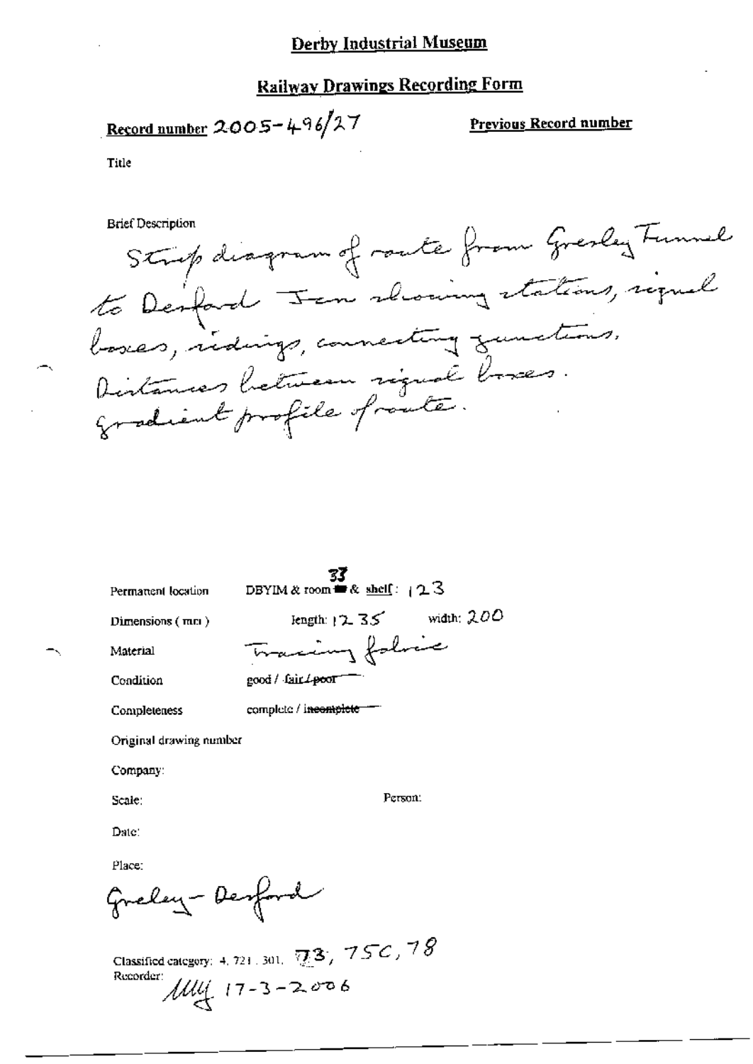# Derby Industrial Museum

## Railway Drawings Recording Form

**Record number** 2005-496/27 **Previous Record number**

Title

Brief Description

Strip diagram of route from Gresley Tunnel to Desford Jcn showing stations, signal boxes, sidings, connecting junctions. Distances between signal boxes. Gradient profile of route.

Permanent location: DBYIM & room 33 & shelf: 123

Dimensions (mm): length: 1235 width: 200

Material: Tracing fabric

Condition: good / ~~fair / poor~~

Completeness: complete / ~~incomplete~~

Original drawing number

Company:

Scale: Person:

Date:

Place:

Gresley - Desford

Classified category: 4, 721, 301, 73, 75C, 78

Recorder: MW 17-3-2006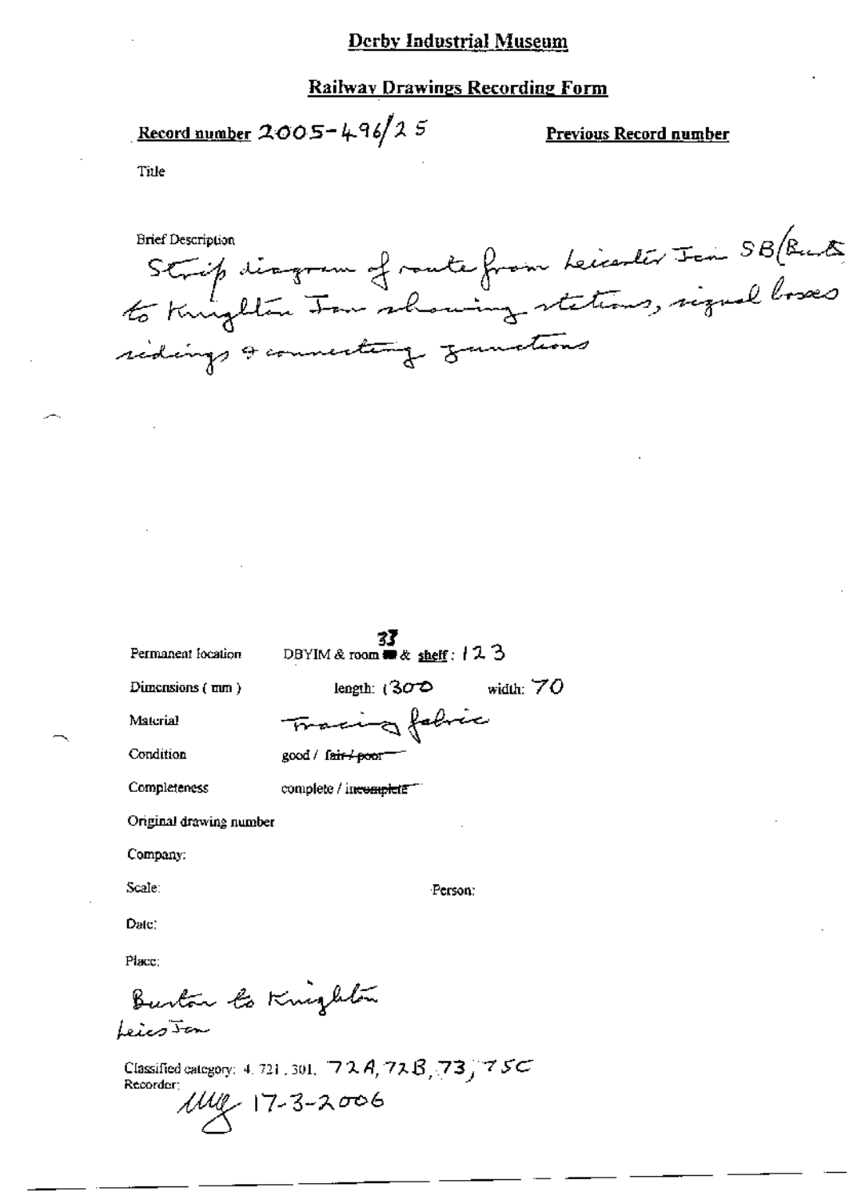## Derby Industrial Museum

## Railway Drawings Recording Form

**Record number** 2005-496/25

**Previous Record number**

Title

Brief Description

Strip diagram of route from Leicester Jcn SB (Burton) to Knighton Jcn showing stations, signal boxes, sidings & connecting junctions

Permanent location: DBYIM & room 37 & shelf: 123

Dimensions (mm): length: 1300 width: 70

Material: Tracing fabric

Condition: good / ~~fair / poor~~

Completeness: complete / ~~incomplete~~

Original drawing number

Company:

Scale:

Person:

Date:

Place:

Burton to Knighton
Leics Jcn

Classified category: 4. 721, 301, 72A, 72B, 73, 75C

Recorder:

MW 17-3-2006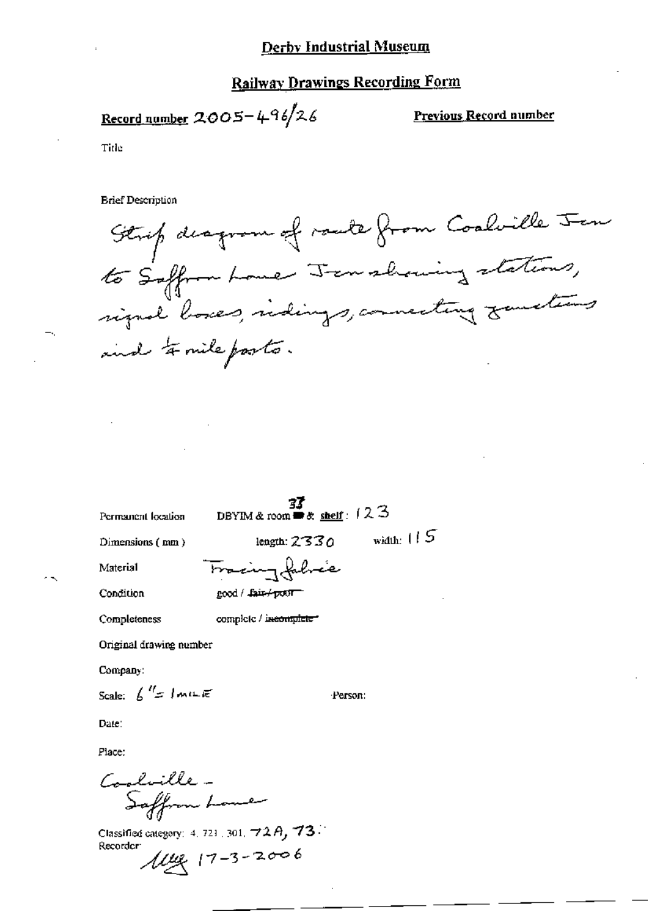# Derby Industrial Museum

## Railway Drawings Recording Form

**Record number** 2005-496/26

**Previous Record number**

Title

Brief Description

Strip diagram of route from Coalville Jcn to Saffron Lane Jcn showing stations, signal boxes, sidings, connecting junctions and ¼ mile posts.

Permanent location: DBYIM & room 37 & shelf: 123

Dimensions (mm): length: 2330 width: 115

Material: Tracing fabric

Condition: good / ~~fair / poor~~

Completeness: complete / ~~incomplete~~

Original drawing number

Company:

Scale: 6" = 1 MILE

Person:

Date:

Place:

Coalville - Saffron Lane

Classified category: 4. 721. 301. 72A, 73.

Recorder: [initials] 17-3-2006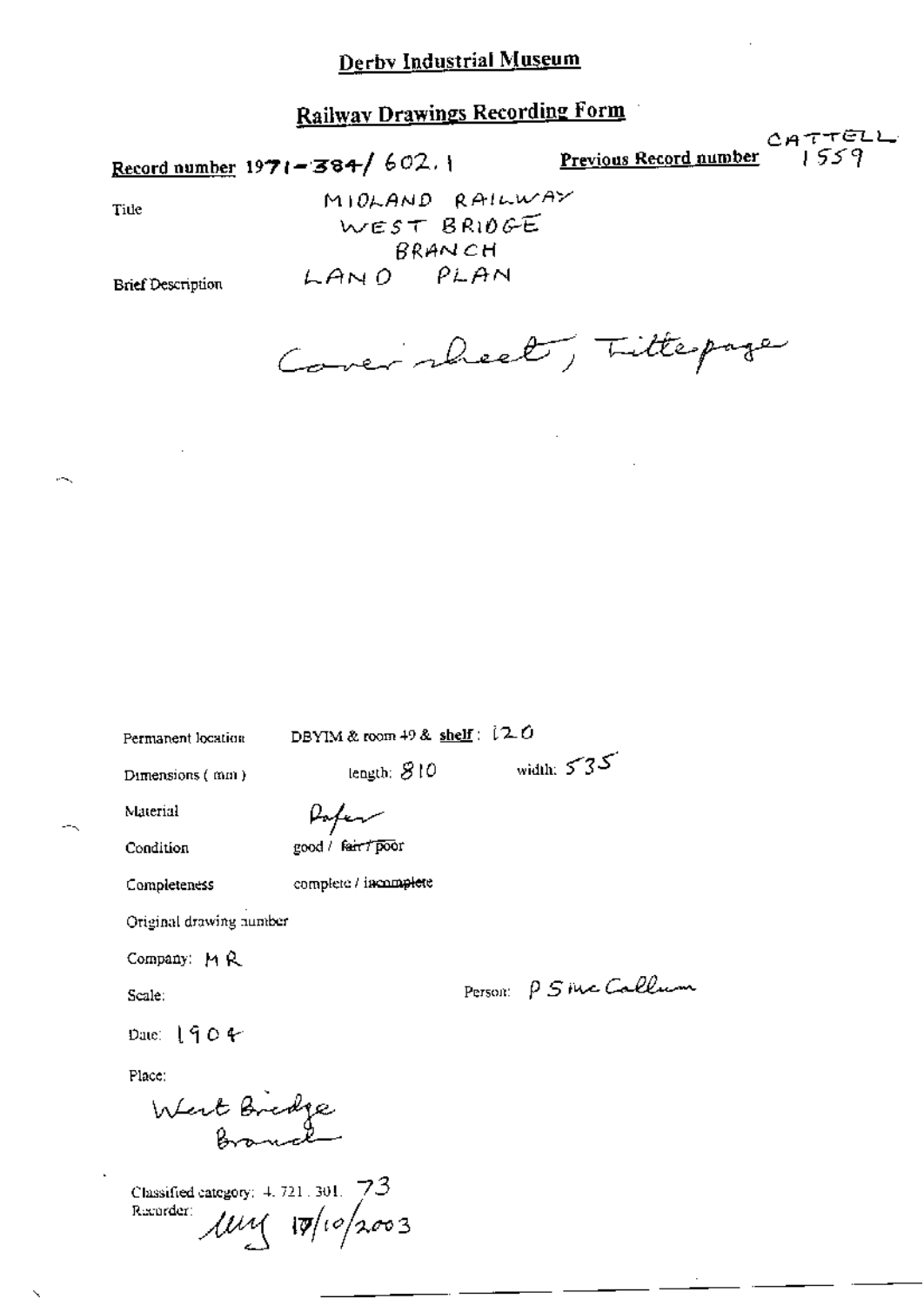# Derby Industrial Museum

## Railway Drawings Recording Form

**Record number** 1971-384/602.1 **Previous Record number** CATTELL 1559

Title: MIDLAND RAILWAY WEST BRIDGE BRANCH LAND PLAN

Brief Description

Cover sheet, Titlepage

Permanent location: DBYIM & room 49 & shelf: 120

Dimensions (mm): length: 810 width: 535

Material: Paper

Condition: good / ~~fair / poor~~

Completeness: complete / ~~incomplete~~

Original drawing number

Company: MR

Scale:

Person: P S Mc Callum

Date: 1904

Place:

West Bridge Branch

Classified category: 4.721.301.73

Recorder: MM 17/10/2003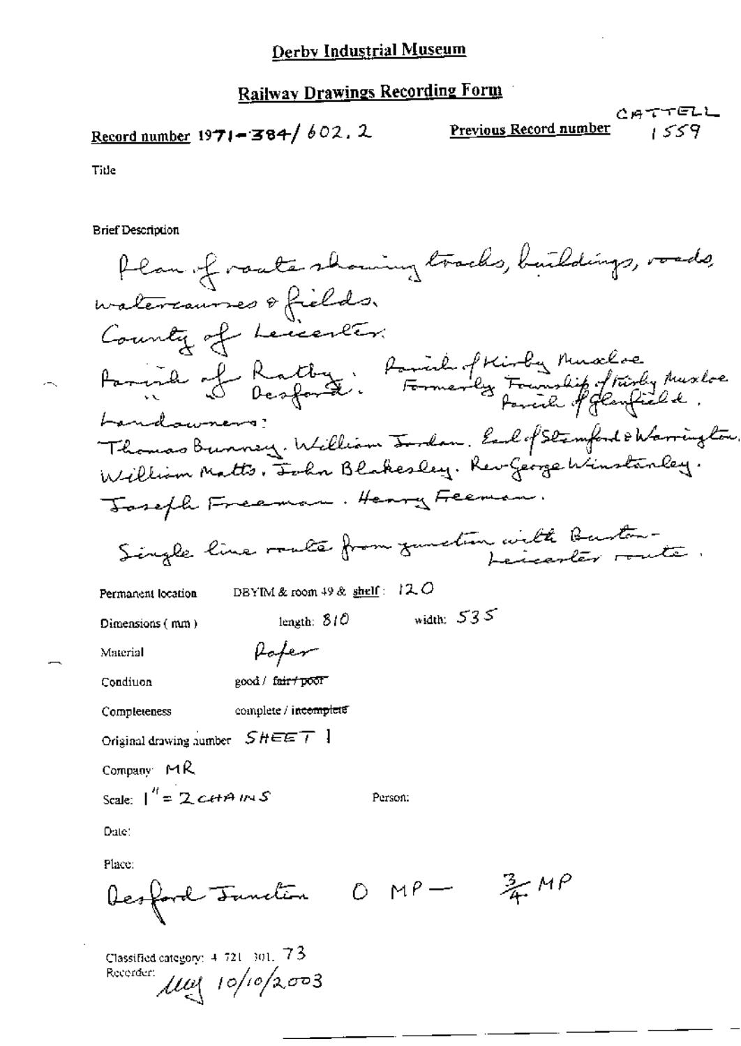# Derby Industrial Museum

## Railway Drawings Recording Form

**Record number** 1971-384/602.2

**Previous Record number** CATTELL 1559

Title

Brief Description

Plan of route showing tracks, buildings, roads, watercourses & fields.
County of Leicester.
Parish of Ratby. Parish of Kirby Muxloe
" " Desford. Formerly Township of Kirby Muxloe Parish of Glenfield.
Landowners:
Thomas Bunney. William Jordan. Earl of Stamford & Warrington.
William Matts. John Blakesley. Rev George Winstanley.
Joseph Freeman. Henry Freeman.

Single line route from junction with Burton-Leicester route.

Permanent location DBYIM & room 49 & shelf: 120

Dimensions (mm) length: 810 width: 535

Material Paper

Condition good / ~~fair / poor~~

Completeness complete / ~~incomplete~~

Original drawing number SHEET 1

Company: MR

Scale: 1" = 2 CHAINS

Person:

Date:

Place:

Desford Junction 0 MP — 3/4 MP

Classified category: 4 721 301. 73

Recorder: MW 10/10/2003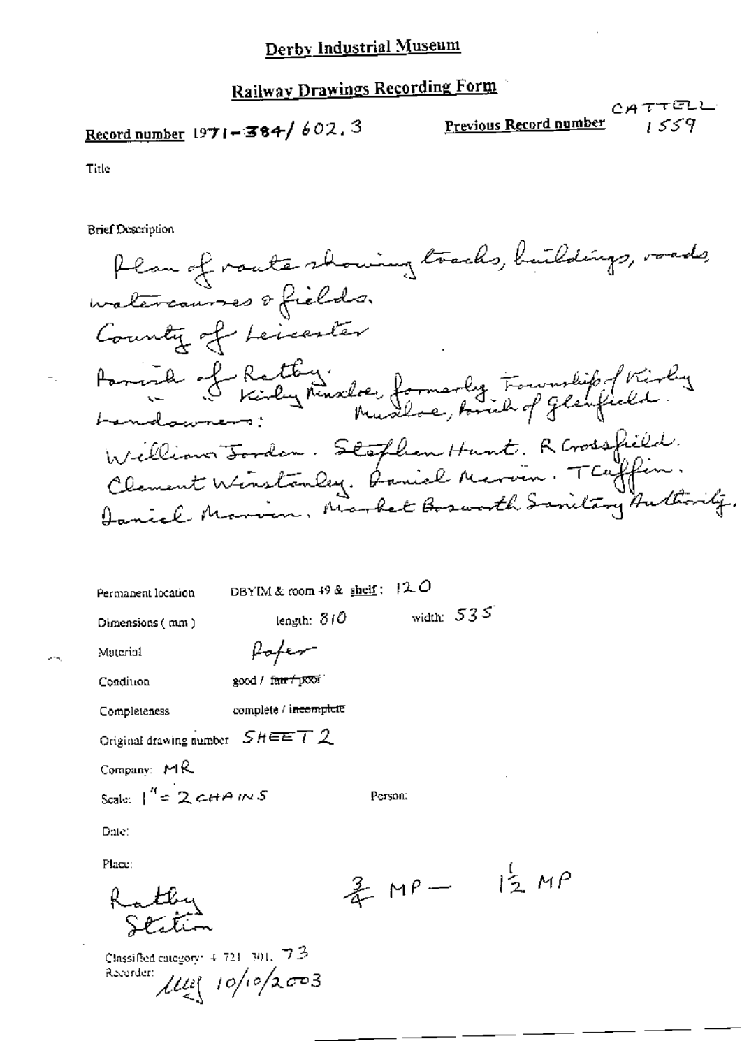# Derby Industrial Museum

## Railway Drawings Recording Form

**Record number** 1971-384/602.3

**Previous Record number** CATTELL 1559

Title

Brief Description

Plan of route showing tracks, buildings, roads, watercourses & fields.
County of Leicester
Parish of Ratby.
" " Kirby Muxloe, formerly Township of Kirby Muxloe, Parish of Glenfield.
Landowners:
William Jordan. Stephen Hunt. R Crossfield. Clement Winstanley. Daniel Marvin. T Cuffin. Daniel Marvin. Market Bosworth Sanitary Authority.

Permanent location: DBYIM & room 49 & shelf: 120

Dimensions (mm): length: 810 width: 535

Material: Paper

Condition: good / ~~fair / poor~~

Completeness: complete / ~~incomplete~~

Original drawing number: SHEET 2

Company: MR

Scale: 1" = 2 CHAINS

Person:

Date:

Place: Ratby Station

¾ MP — 1½ MP

Classified category: 4.721.301.73

Recorder: [signature] 10/10/2003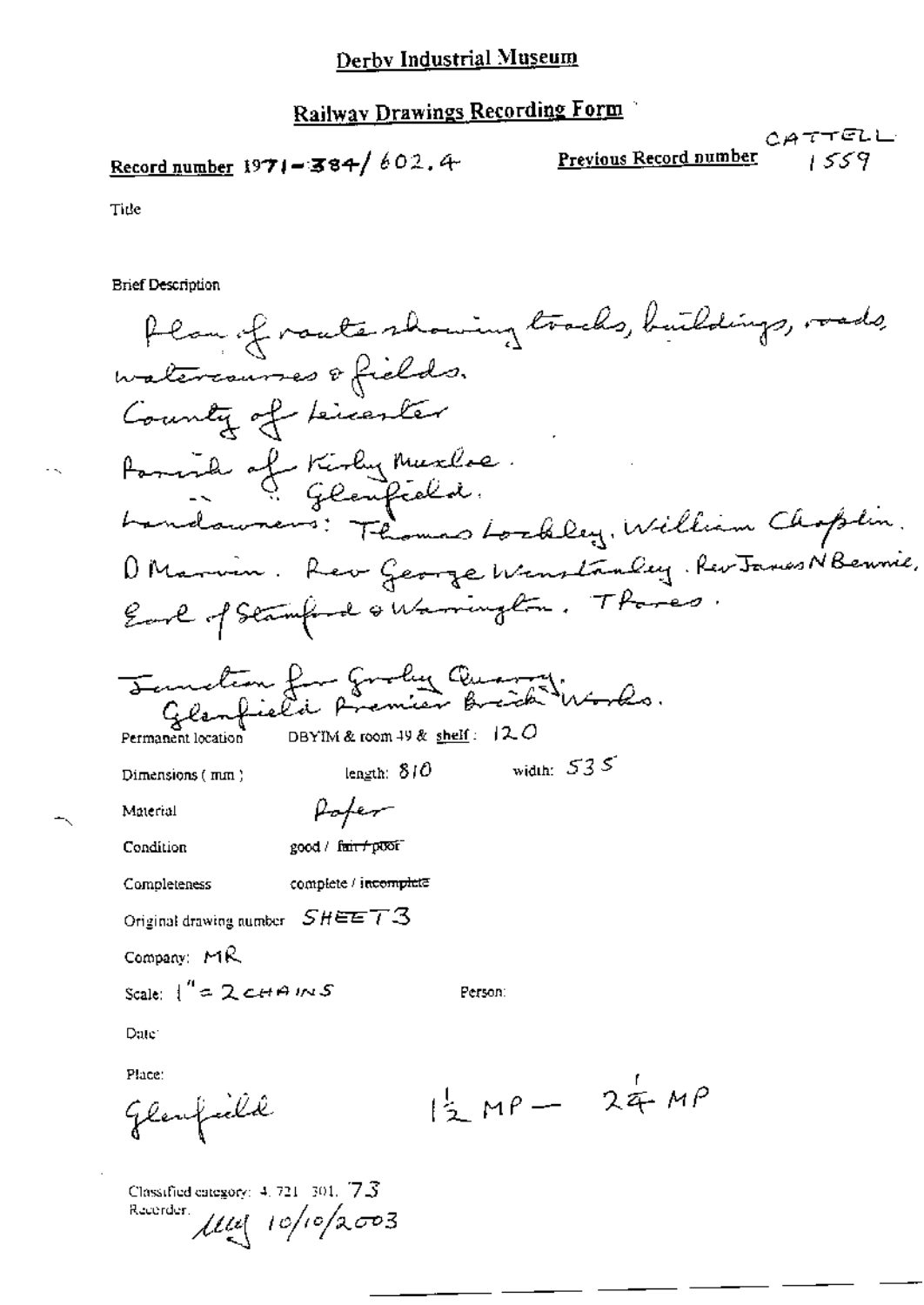Derby Industrial Museum

## Railway Drawings Recording Form

**Record number** 1971-384/602.4

**Previous Record number** CATTELL 1559

Title

Brief Description

Plan of route showing tracks, buildings, roads, watercourses & fields.
County of Leicester
Parish of Kirby Muxloe.
" " Glenfield.
Landowners: Thomas Lockley, William Chaplin, D Marvin. Rev George Winstanley. Rev James N Bennie, Earl of Stamford & Warrington. T Pares.

Junction for Groby Quarry.
Glenfield Premier Brick Works.

Permanent location DBYIM & room 49 & shelf: 120

Dimensions (mm) length: 810 width: 535

Material Paper

Condition good / ~~fair / poor~~

Completeness complete / ~~incomplete~~

Original drawing number SHEET 3

Company: MR

Scale: 1" = 2 CHAINS

Person:

Date:

Place:

Glenfield

1½ MP — 2¼ MP

Classified category: 4.721.301.73

Recorder: lll 10/10/2003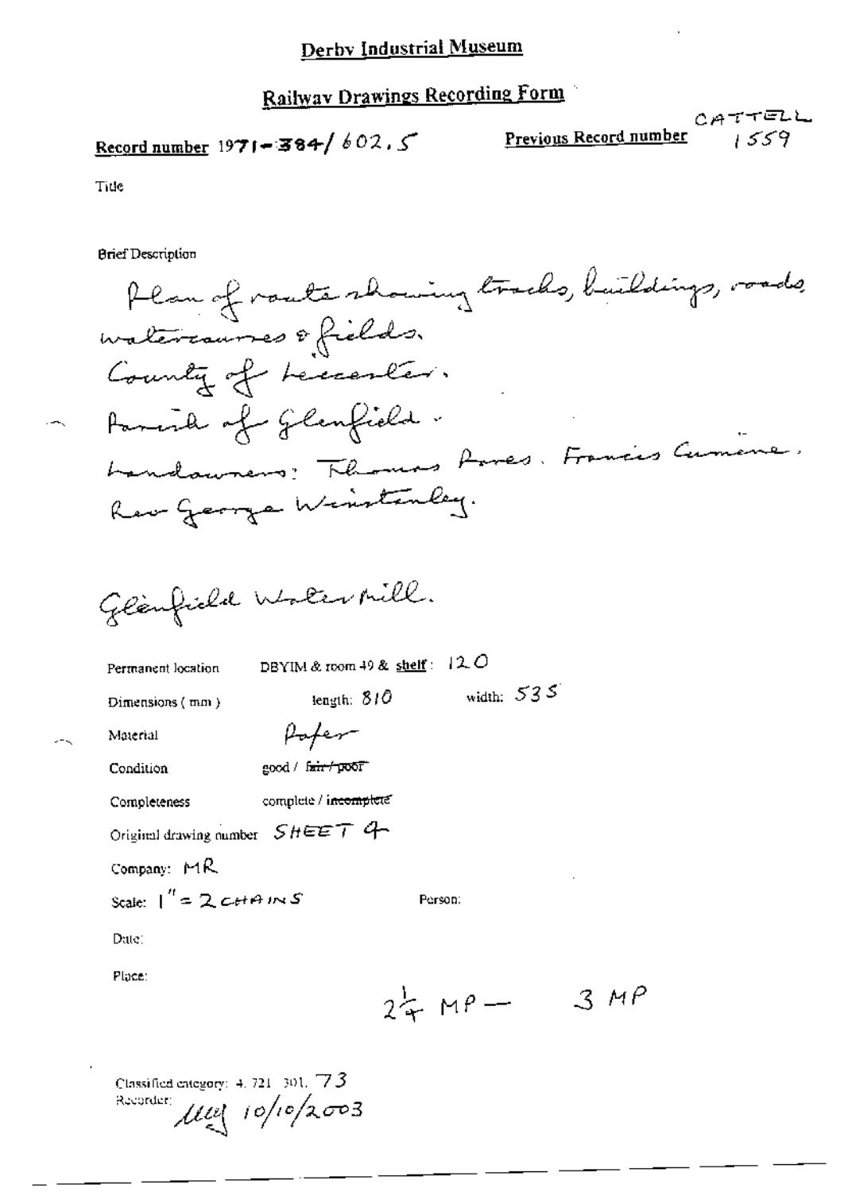# Derby Industrial Museum

## Railway Drawings Recording Form

**Record number** 1971-384/602.5

**Previous Record number** CATTELL 1559

Title

Brief Description

Plan of route showing tracks, buildings, roads, watercourses & fields.
County of Leicester.
Parish of Glenfield.
Landowners: Thomas Pares. Francis Cumine. Rev George Winstanley.

Glenfield Water Mill.

Permanent location: DBYIM & room 49 & shelf: 120

Dimensions (mm): length: 810 width: 535

Material: Paper

Condition: good / ~~fair / poor~~

Completeness: complete / ~~incomplete~~

Original drawing number: SHEET 4

Company: MR

Scale: 1" = 2 CHAINS

Person:

Date:

Place:

$2\frac{1}{4}$ MP — 3 MP

Classified category: 4. 721. 301. 73

Recorder: [illegible] 10/10/2003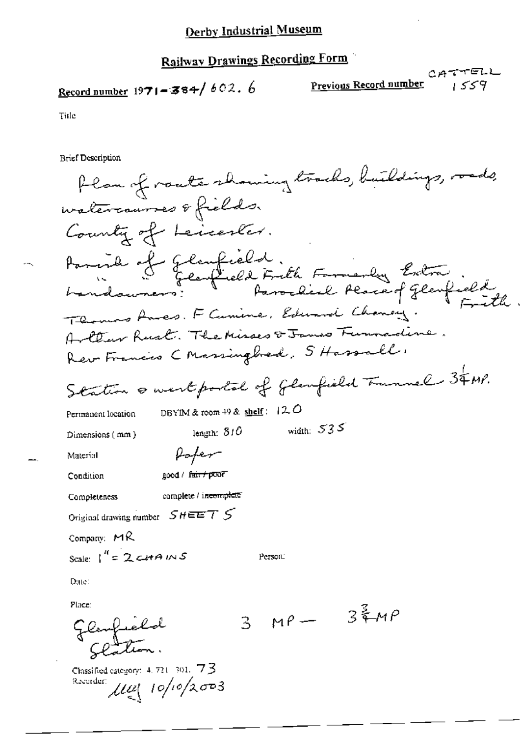## Derby Industrial Museum

### Railway Drawings Recording Form

Record number 1971-384/602.6

Previous Record number CATTELL 1559

Title

Brief Description

Plan of route showing tracks, buildings, roads, watercourses & fields.
County of Leicester.
Parish of Glenfield.
" " Glenfield Frith Formerly Extra Parochial Place of Glenfield Frith.
Landowners: Thomas Ames. F Cumine. Edward Cheney. Arthur Rust. The Misses & James Funnadine. Rev Francis C Massingbred. S Hassall.
Station & west portal of Glenfield Tunnel 3¼ MP.

Permanent location DBYIM & room 49 & shelf: 120

Dimensions (mm) length: 810 width: 535

Material Paper

Condition good / ~~fair / poor~~

Completeness complete / ~~incomplete~~

Original drawing number SHEET 5

Company: MR

Scale: 1" = 2 CHAINS

Person:

Date:

Place:

Glenfield Station.

3 MP — 3¾ MP

Classified category: 4.721.301. 73

Recorder: MJ 10/10/2003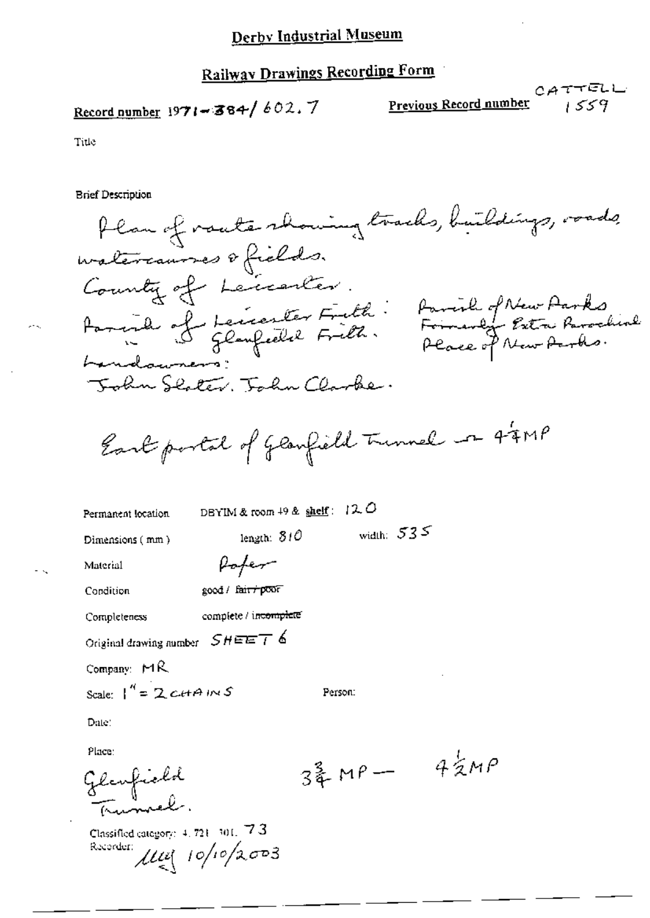# Derby Industrial Museum

## Railway Drawings Recording Form

**Record number** 1971-384/602.7

**Previous Record number** CATTELL 1559

Title

Brief Description

Plan of route showing tracks, buildings, roads, watercourses & fields.
County of Leicester.
Parish of Leicester Frith: Parish of New Parks
" " Glenfield Frith. Formerly Extra Parochial Place of New Parks.
Landowners:
John Slater. John Clarke.

East portal of Glenfield Tunnel – 4¼MP

Permanent location DBYIM & room 49 & shelf: 120

Dimensions (mm) length: 810 width: 535

Material Paper

Condition good / ~~fair / poor~~

Completeness complete / ~~incomplete~~

Original drawing number SHEET 6

Company: MR

Scale: 1" = 2 CHAINS Person:

Date:

Place:

Glenfield Tunnel. 3¾ MP — 4½MP

Classified category: 4. 721. 301. 73

Recorder: MY 10/10/2003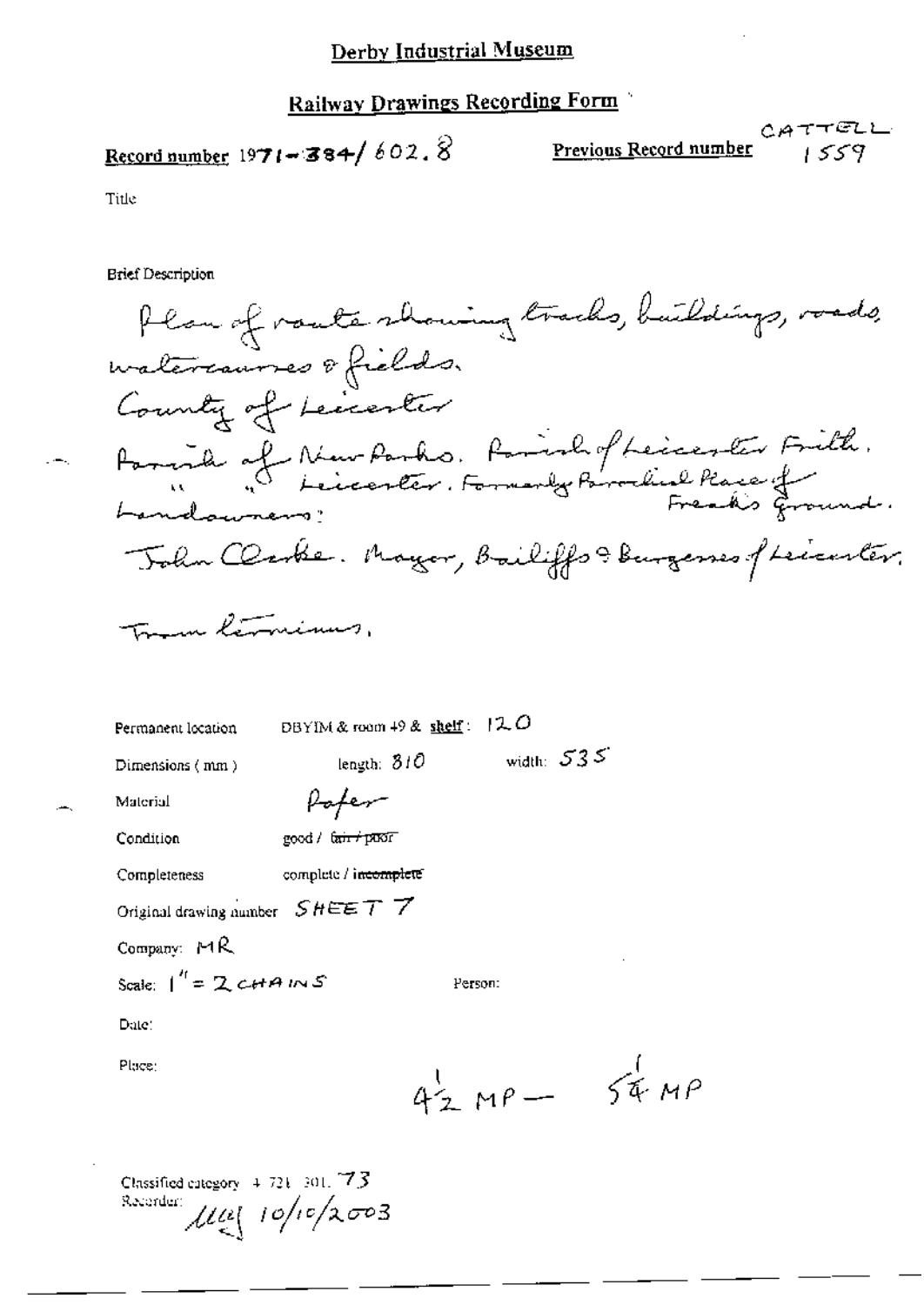# Derby Industrial Museum

## Railway Drawings Recording Form

**Record number** 1971-384/602.8

**Previous Record number** CATTELL 1559

Title

Brief Description

Plan of route showing tracks, buildings, roads, watercourses & fields.
County of Leicester
Parish of New Parks. Parish of Leicester Frith.
" " Leicester. Formerly Parochial Place of Freak's Ground.
Landowners:
John Clarke. Mayor, Bailiffs & Burgesses of Leicester.

Tram terminus.

Permanent location: DBYIM & room 49 & shelf: 120

Dimensions (mm): length: 810 width: 535

Material: Paper

Condition: good / ~~fair / poor~~

Completeness: complete / ~~incomplete~~

Original drawing number: SHEET 7

Company: MR

Scale: 1" = 2 CHAINS

Person:

Date:

Place:

$4\frac{1}{2}$ MP — $5\frac{1}{4}$ MP

Classified category 4 721 301. 73

Recorder: MM 10/10/2003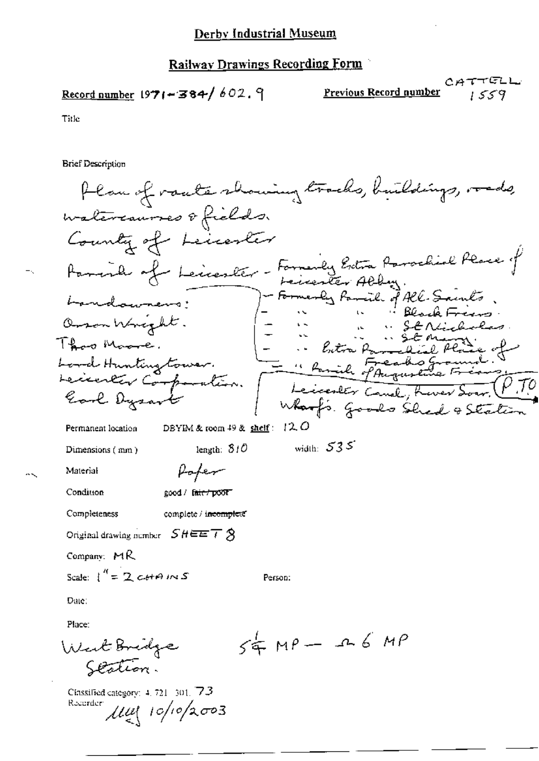## Derby Industrial Museum

## Railway Drawings Recording Form

**Record number** 1971-384/602.9

**Previous Record number** CATTELL 1559

Title

**Brief Description**

Plan of route showing tracks, buildings, roads, watercourses & fields.
County of Leicester
Parish of Leicester - Formerly Extra Parochial Place of Leicester Abbey.
- Formerly Parish of All Saints.
- " " " Black Friars.
- " " " St Nicholas.
- " " " St Mary.
- " Extra Parochial Place of Freaks Ground.
- " Parish of Augustine Friars.

Landowners:
Orson Wright.
Thos Moore.
Lord Huntingtower.
Leicester Corporation.
Earl Dysart

Leicester Canal, River Soar, Wharfs. Goods Shed & Station (P.T.O)

Permanent location DBYIM & room 49 & shelf: 120

Dimensions (mm) length: 810 width: 535

Material Paper

Condition good / ~~fair / poor~~

Completeness complete / ~~incomplete~~

Original drawing number SHEET 8

Company: MR

Scale: 1" = 2 CHAINS

Person:

Date:

Place:
West Bridge Station.
$5\frac{1}{4}$ MP — 6 MP

Classified category: 4. 721. 301. 73

Recorder: [signature] 10/10/2003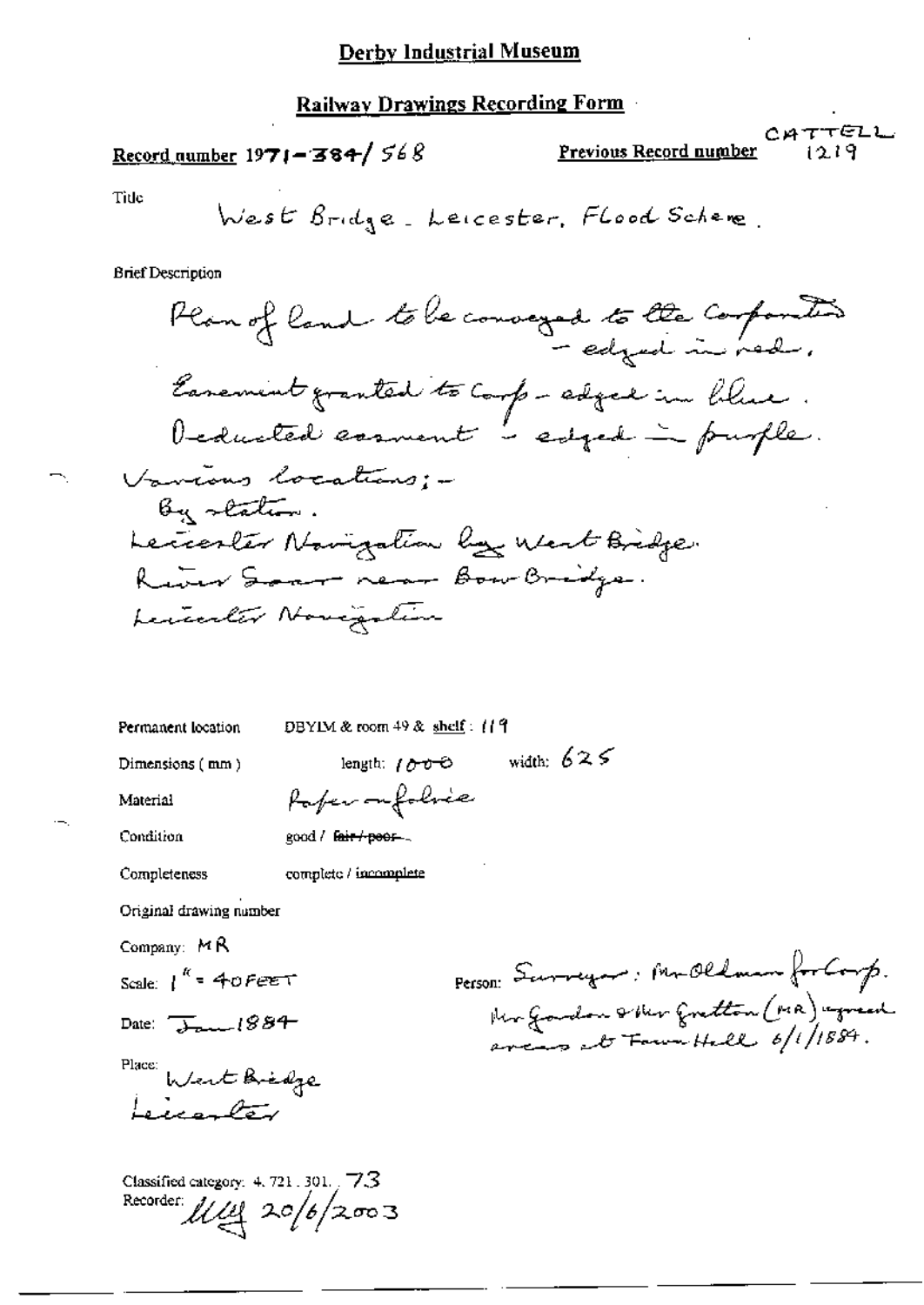## Derby Industrial Museum

### Railway Drawings Recording Form

**Record number** 1971-384/568

**Previous Record number** CATTELL 1219

Title

West Bridge. Leicester, Flood Scheme.

Brief Description

Plan of land to be conveyed to the Corporation - edged in red.
Easement granted to Corp - edged in blue.
Deducted easement - edged in purple.
Various locations; -
By station.
Leicester Navigation by West Bridge.
River Soar near Bow Bridge.
Leicester Navigation

Permanent location: DBYIM & room 49 & shelf: 119

Dimensions (mm): length: 1000 width: 625

Material: Paper on fabric

Condition: good / ~~fair / poor~~

Completeness: complete / incomplete

Original drawing number

Company: MR

Scale: 1" = 40 FEET

Date: Jan 1884

Place: West Bridge Leicester

Person: Surveyor: Mr Oldman for Corp. Mr Gordon & Mr Gretton (MR) agreed areas at Town Hall 6/1/1884.

Classified category: 4.721.301.73

Recorder: [initials] 20/6/2003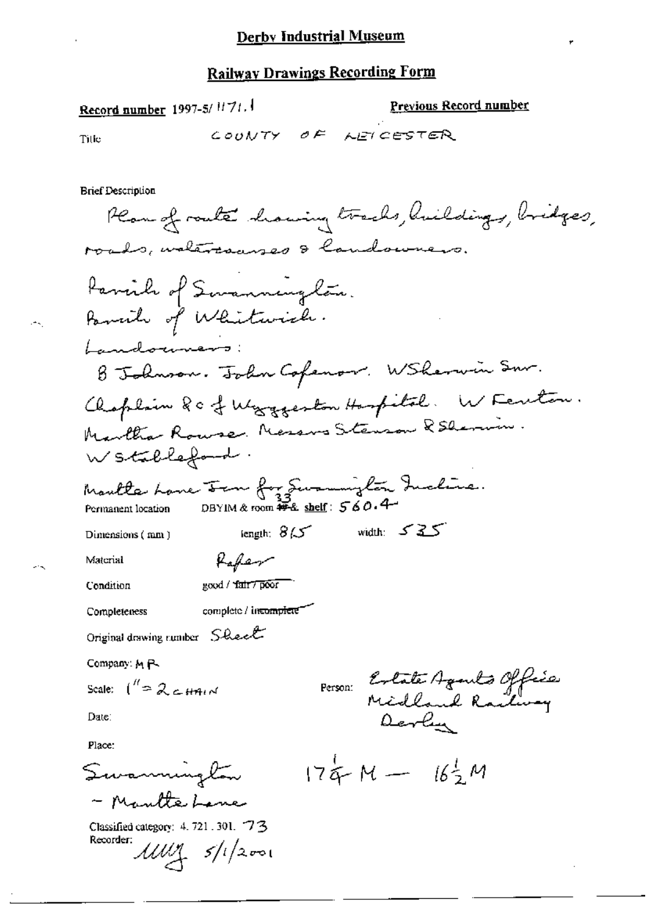# Derby Industrial Museum

## Railway Drawings Recording Form

**Record number** 1997-5/1171.1

**Previous Record number**

Title: COUNTY OF LEICESTER

Brief Description

Plan of route showing tracks, buildings, bridges, roads, watercourses & landowners.

Parish of Swannington.
Parish of Whitwick.
Landowners:
B Johnson. John Cofenor. W Sherwin Snr.
Chaplain &c of Wyggeston Hospital. W Fenton.
Martha Rouse. Messrs Stenson & Sherwin.
W Stableford.
Mantle Lane Inn for Swannington Incline.

Permanent location DBYIM & room 33 & shelf: 560.4

Dimensions (mm) length: 815 width: 535

Material: Paper

Condition: good / ~~fair / poor~~

Completeness: complete / ~~incomplete~~

Original drawing number: Sheet

Company: MR

Scale: 1" = 2 CHAIN

Person: Estate Agents Office Midland Railway Derby

Date:

Place:

Swannington – Mantle Lane $17\frac{1}{4}$ M — $16\frac{1}{2}$ M

Classified category: 4. 721. 301. 73

Recorder: MWJ 5/1/2001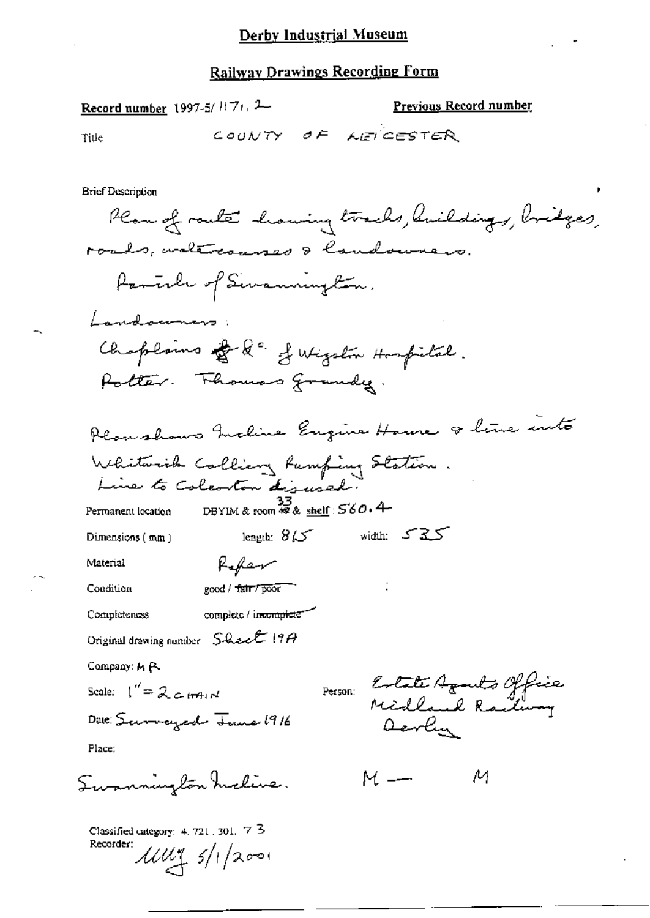# Derby Industrial Museum

## Railway Drawings Recording Form

**Record number** 1997-5/1171.2

**Previous Record number**

Title: COUNTY OF LEICESTER

**Brief Description**

Plan of route showing tracks, buildings, bridges, roads, watercourses & landowners.

Parish of Swannington.

Landowners:

Chaplains & &c. of Wigston Hospital.

Potter. Thomas Grundy.

Plan shows Incline Engine House & line into Whitwick Colliery Pumping Station.

Line to Coleorton disused.

Permanent location: DBYIM & room 33 & shelf: 560.4

Dimensions (mm): length: 815 width: 535

Material: Paper

Condition: good / ~~fair / poor~~

Completeness: complete / ~~incomplete~~

Original drawing number: Sheet 19A

Company: MR

Scale: 1" = 2 CHAIN

Person: Estate Agents Office Midland Railway Derby

Date: Surveyed June 1916

Place:

Swannington Incline. M — M

Classified category: 4. 721. 301. 73

Recorder: MMJ 5/1/2001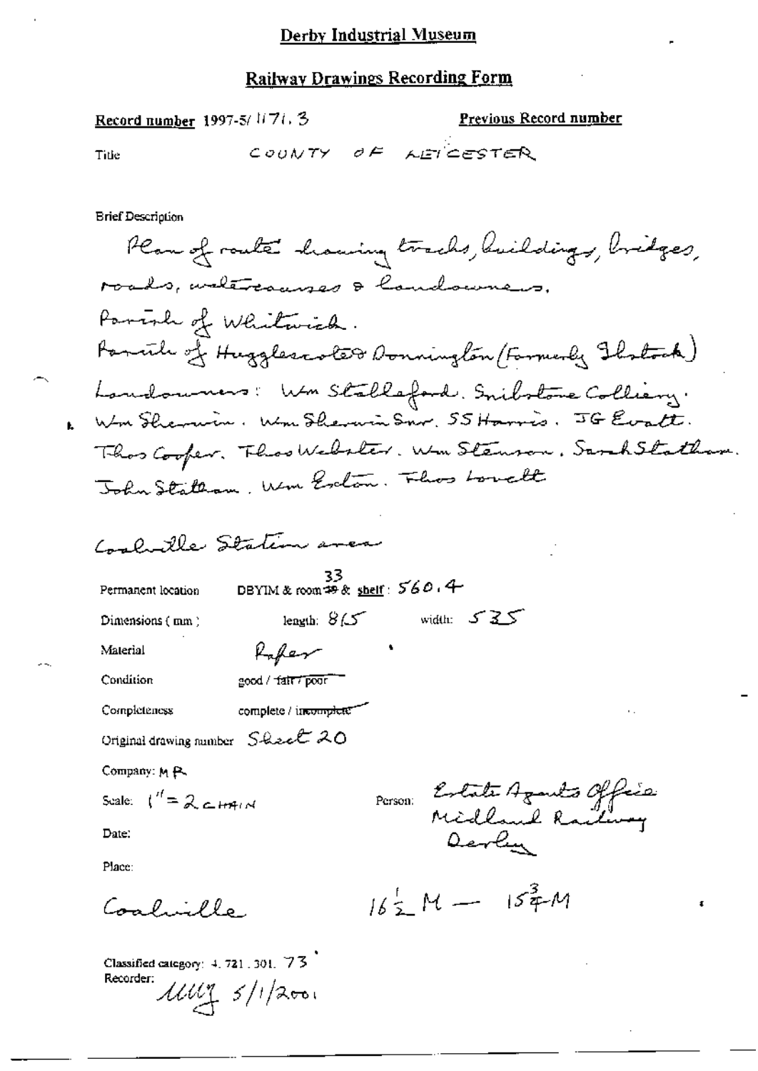## Derby Industrial Museum

### Railway Drawings Recording Form

**Record number** 1997-5/1171.3

**Previous Record number**

Title COUNTY OF LEICESTER

Brief Description

Plan of route showing tracks, buildings, bridges, roads, watercourses & landowners.
Parish of Whitwick.
Parish of Hugglescote & Donnington (Formerly Ibstock)
Landowners: Wm Stableford. Snibstone Colliery. Wm Sherwin. Wm Sherwin Snr. SS Harris. JG Evatt. Thos Cooper. Thos Webster. Wm Stenson. Sarah Statham. John Statham. Wm Exton. Thos Lovett

Coalville Station area

Permanent location DBYIM & room 33 & shelf: 560.4

Dimensions (mm) length: 815 width: 535

Material Paper

Condition good / ~~fair / poor~~

Completeness complete / ~~incomplete~~

Original drawing number Sheet 20

Company: MR

Scale: 1" = 2 CHAIN

Person: Estate Agents Office Midland Railway Derby

Date:

Place:

Coalville $16\frac{1}{2}$ M — $15\frac{3}{4}$ M

Classified category: 4.721.301.73

Recorder: MMY 5/1/2001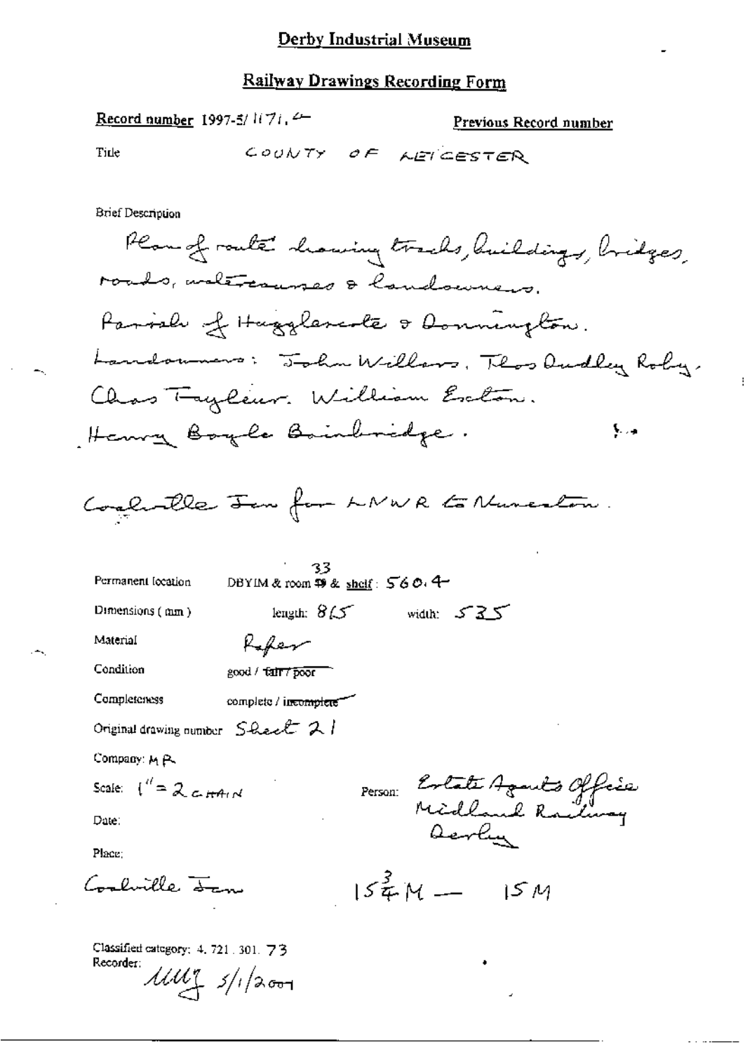# Derby Industrial Museum

## Railway Drawings Recording Form

**Record number** 1997-5/1171.2 **Previous Record number**

Title COUNTY OF LEICESTER

Brief Description

Plan of route showing tracks, buildings, bridges, roads, watercourses & landowners.

Parish of Hugglescote & Donnington.

Landowners: John Willars, Thos Dudley Roby. Chas Tayleur. William Exton. Henry Boyle Bainbridge.

Coalville Jcn for LNWR to Nuneaton.

Permanent location DBYIM & room 33 & shelf: 560.4

Dimensions (mm) length: 865 width: 535

Material Paper

Condition good / ~~fair / poor~~

Completeness complete / ~~incomplete~~

Original drawing number Sheet 21

Company: MR

Scale: 1" = 2 CHAIN

Person: Estate Agents Office Midland Railway Derby

Date:

Place:

Coalville Jcn

$15\frac{3}{4}$M — 15M

Classified category: 4. 721. 301. 73

Recorder: MMJ 5/1/2001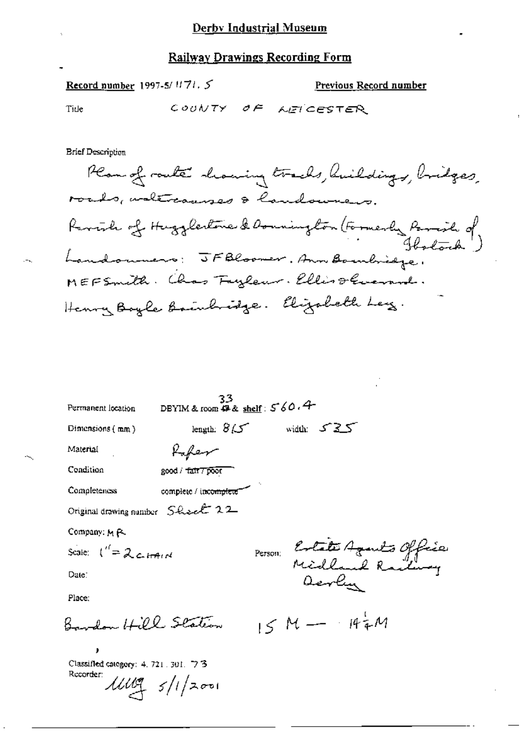# Derby Industrial Museum

## Railway Drawings Recording Form

**Record number** 1997-5/ 1171. 5

**Previous Record number**

Title COUNTY OF LEICESTER

Brief Description

Plan of route showing tracks, buildings, bridges, roads, watercourses & landowners.

Parish of Hugglescote & Donington (Formerly Parish of Ibstock)

Landowners: J F Bloomer. Ann Bainbridge. M E F Smith. Chas Fayleur. Ellis & Everard. Henry Boyle Bainbridge. Elizabeth Ley.

Permanent location DBYIM & room ~~49~~ 33 & shelf: 560.4

Dimensions (mm) length: 815 width: 525

Material Paper

Condition good / ~~fair / poor~~

Completeness complete / ~~incomplete~~

Original drawing number Sheet 22

Company: M R

Scale: 1" = 2 CHAIN

Person: Estate Agents Office Midland Railway Derby

Date:

Place:

Bardon Hill Station 15 M — 14¼ M

Classified category: 4. 721. 301. 73

Recorder: MMG 5/1/2001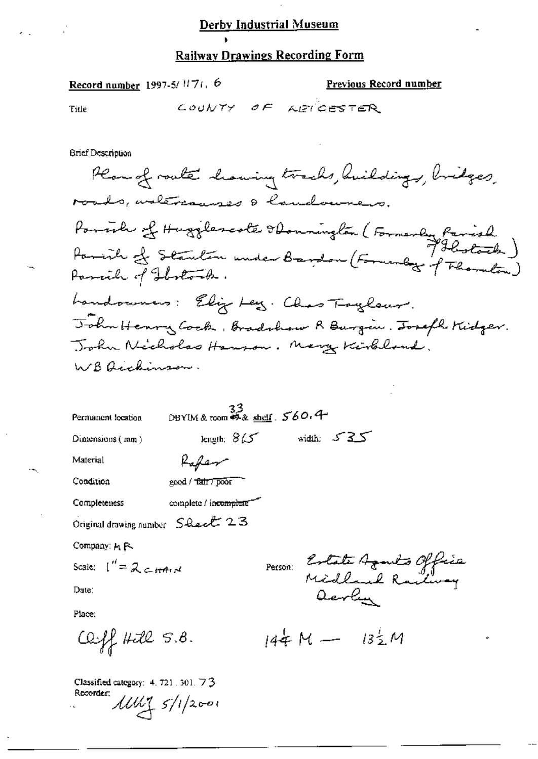# Derby Industrial Museum

## Railway Drawings Recording Form

**Record number** 1997-5/1171. 6 **Previous Record number**

Title COUNTY OF LEICESTER

Brief Description

Plan of route showing tracks, buildings, bridges, roads, watercourses & landowners.

Parish of Hugglescote & Donnington (Formerly Parish of Ibstock)

Parish of Stanton under Bardon (Formerly of Thornton)

Parish of Ibstock.

Landowners: Eliz Ley. Chas Tayleur.

John Henry Cock. Bradshaw R Burgin. Joseph Kidger.

John Nicholas Hanson. Mary Kirkland.

W B Dickinson.

Permanent location DBYIM & room ~~45~~ 33 & shelf. 560.4

Dimensions (mm) length: 815 width: 535

Material Paper

Condition good / ~~fair / poor~~

Completeness complete / ~~incomplete~~

Original drawing number Sheet 23

Company: M R

Scale: 1" = 2 CHAIN

Person: Estate Agents Office Midland Railway Derby

Date:

Place:

Cliff Hill S.B. $14\frac{1}{4}$ M — $13\frac{1}{2}$ M

Classified category: 4. 721. 301. 73

Recorder: MMG 5/1/2001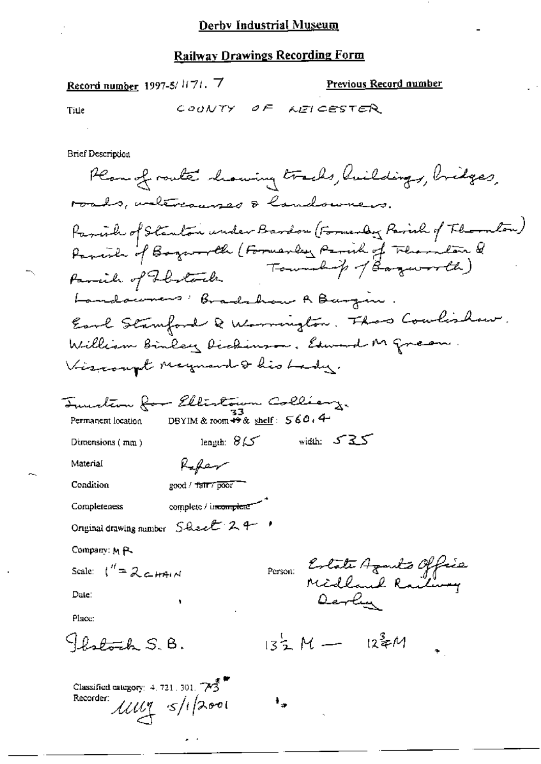# Derby Industrial Museum

## Railway Drawings Recording Form

**Record number** 1997-5/1171. 7

**Previous Record number**

Title COUNTY OF LEICESTER

Brief Description

Plan of route showing tracks, buildings, bridges, roads, watercourses & landowners.

Parish of Stanton under Bardon (Formerly Parish of Thornton)
Parish of Bagworth (Formerly Parish of Thornton & Township of Bagworth)
Parish of Ibstock

Landowners: Bradshaw A Burgin.
Earl Stamford & Warrington. Thos Cowlishaw.
William Binley Dickinson. Edward M Green.
Viscount Maynard & his Lady.

Junction for Ellistown Colliery.

Permanent location DBYIM & room ~~49~~ 33 & shelf: 560.4

Dimensions (mm) length: 815 width: 535

Material Paper

Condition good / ~~fair / poor~~

Completeness complete / ~~incomplete~~

Original drawing number Sheet 24

Company: M R

Scale: 1" = 2 CHAIN

Person: Estate Agents Office Midland Railway Derby

Date:

Place:

Ibstock S. B. $13\frac{1}{2}$ M — $12\frac{3}{4}$ M

Classified category: 4. 721. 301. 73

Recorder: MMG 5/1/2001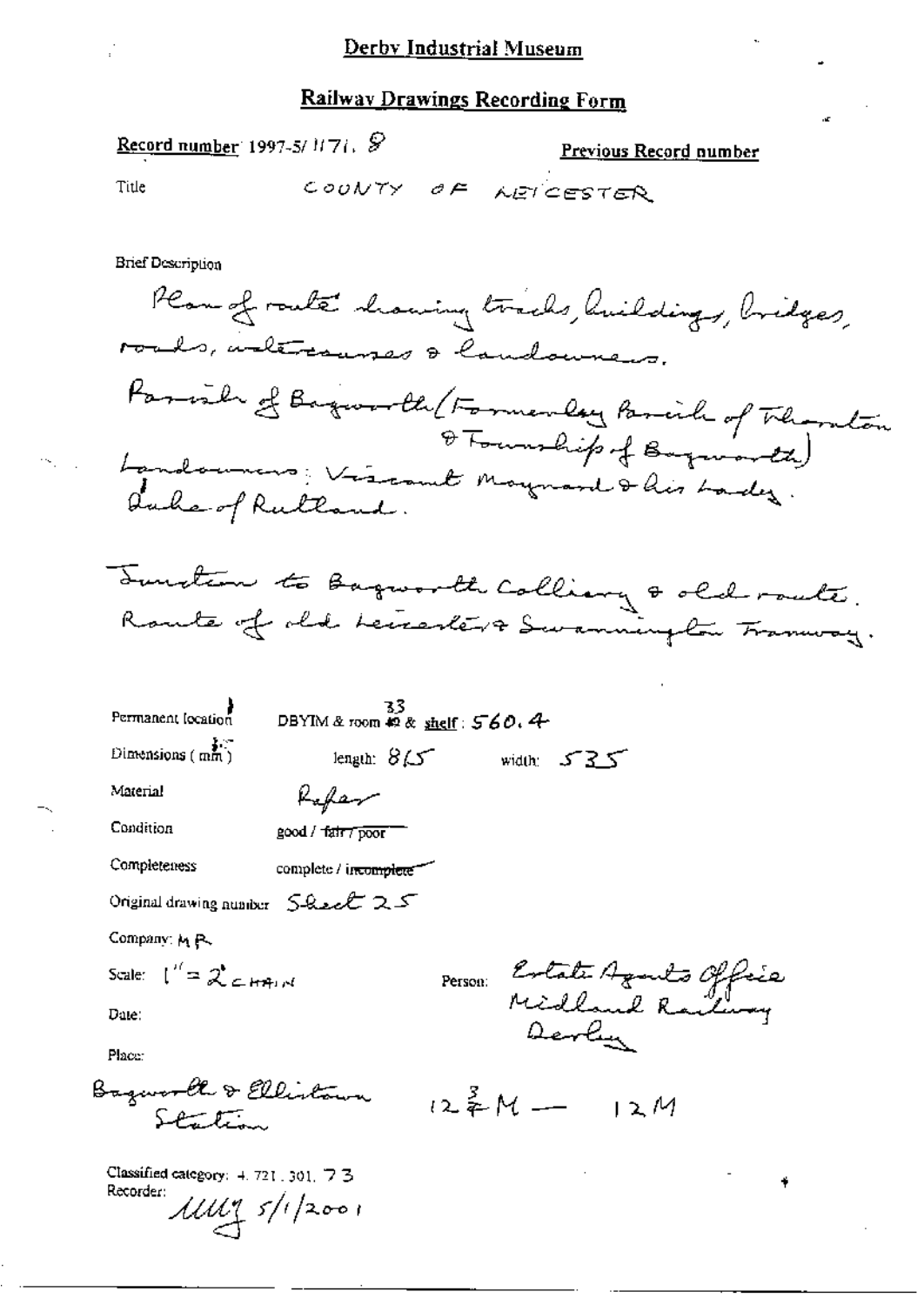# Derby Industrial Museum

## Railway Drawings Recording Form

**Record number** 1997-5/1171. 8

**Previous Record number**

Title COUNTY OF LEICESTER

Brief Description

Plan of route showing tracks, buildings, bridges, roads, watercourses & landowners.

Parish of Bagworth (Formerly Parish of Thornton & Township of Bagworth)

Landowners: Viscount Maynard & his Lady. Duke of Rutland.

Junction to Bagworth Colliery & old route. Route of old Leicester & Swannington Tramway.

Permanent location DBYIM & room 33 & shelf: 560.4

Dimensions (mm) length: 815 width: 535

Material Paper

Condition good / ~~fair / poor~~

Completeness complete / ~~incomplete~~

Original drawing number Sheet 25

Company: MR

Scale: 1" = 2 CHAIN

Person: Estate Agents Office Midland Railway Derby

Date:

Place:

Bagworth & Ellistown Station $12\frac{3}{4}$M — 12M

Classified category: 4.721.301.73

Recorder: MM 5/1/2001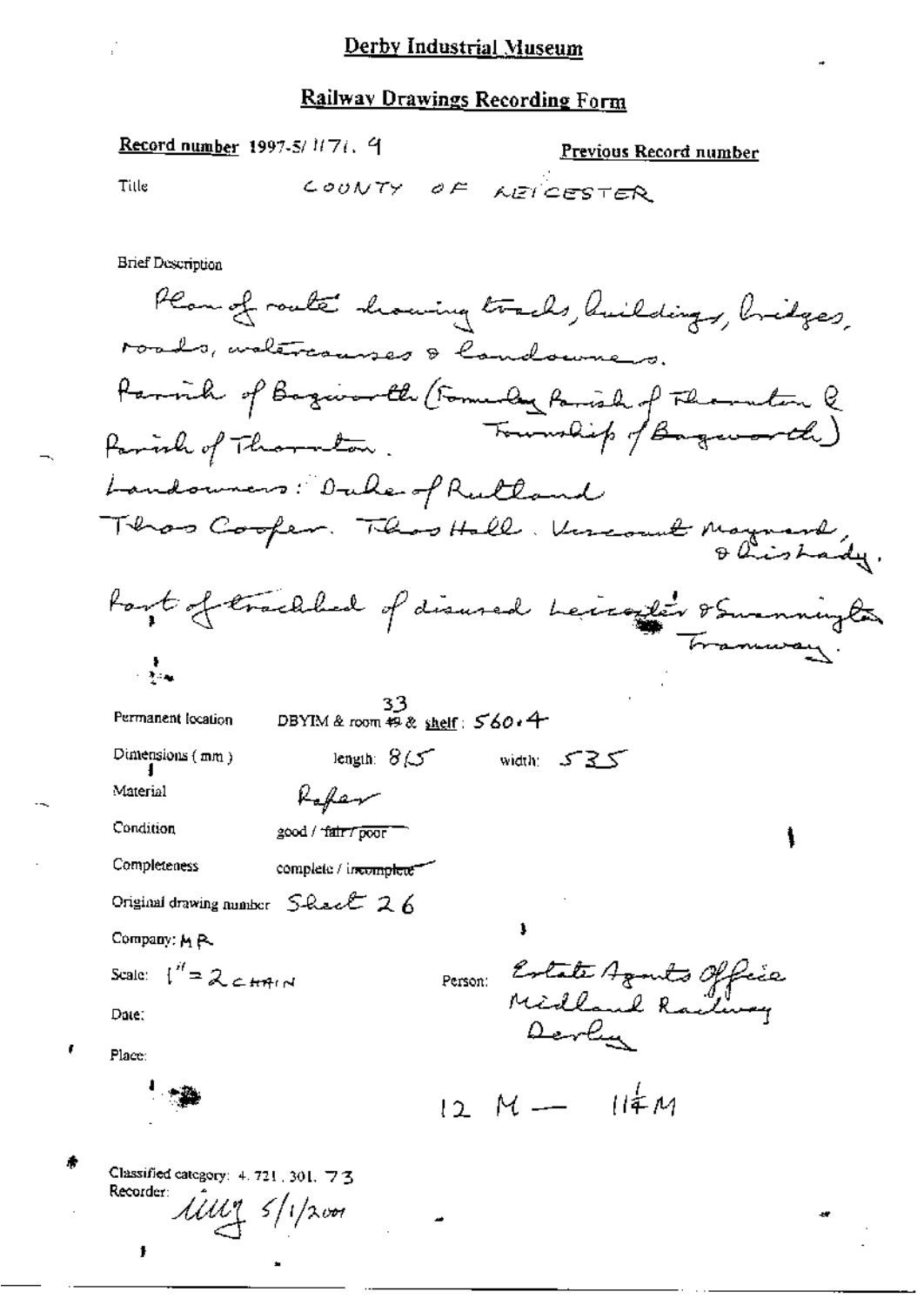# Derby Industrial Museum

## Railway Drawings Recording Form

**Record number** 1997-5/1171. 9

**Previous Record number**

Title: COUNTY OF LEICESTER

Brief Description

Plan of route showing tracks, buildings, bridges, roads, watercourses & landowners.

Parish of Bagworth (Formerly Parish of Thornton & Township of Bagworth)

Parish of Thornton.

Landowners: Duke of Rutland

Thos Cooper. Thos Hall. Viscount Maynard, & his Lady.

Part of trackbed of disused Leicester & Swannington Tramway.

Permanent location: DBYIM & room ~~49~~ 33 & shelf: 560.4

Dimensions (mm): length: 815 width: 535

Material: Paper

Condition: good / ~~fair / poor~~

Completeness: complete / ~~incomplete~~

Original drawing number: Sheet 26

Company: MR

Scale: 1" = 2 CHAIN

Person: Estate Agents Office Midland Railway Derby

Date:

Place:

12 M — 11¼ M

Classified category: 4. 721. 301. 73

Recorder: LLLG 5/1/2001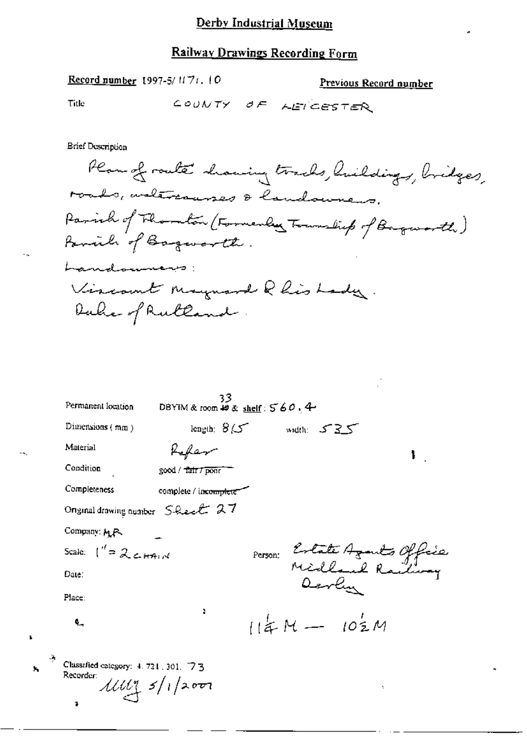# Derby Industrial Museum

## Railway Drawings Recording Form

**Record number** 1997-5/1171.10

**Previous Record number**

Title COUNTY OF LEICESTER

Brief Description

Plan of route having tracks, buildings, bridges, roads, watercourses & landowners.
Parish of Thornton (Formerly Township of Bagworth)
Parish of Bagworth.
Landowners:
Viscount Maynard & his Lady.
Duke of Rutland.

Permanent location DBYIM & room 33 & shelf: 560.4

Dimensions (mm) length: 815 width: 535

Material Paper

Condition good / ~~fair / poor~~

Completeness complete / ~~incomplete~~

Original drawing number Sheet 27

Company: MR

Scale: 1" = 2 CHAIN

Person: Estate Agents Office Midland Railway Derby

Date:

Place:

$11\frac{1}{4}$ M — $10\frac{1}{2}$ M

Classified category: 4.721.301.73

Recorder: MMJ 5/1/2001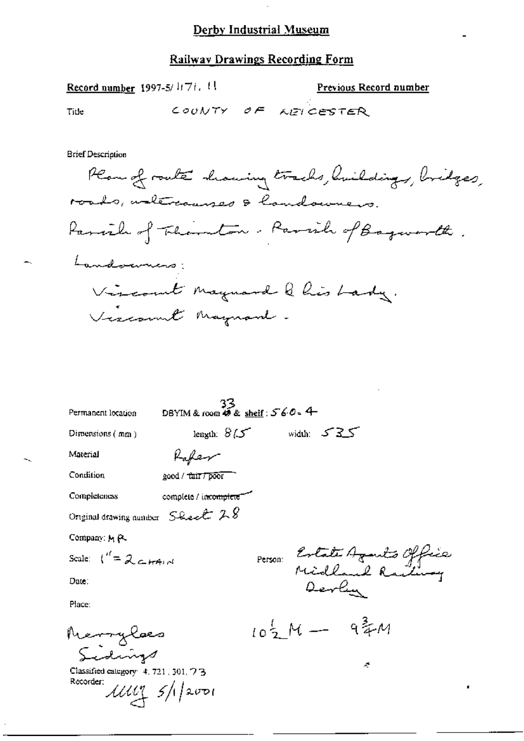# Derby Industrial Museum

## Railway Drawings Recording Form

**Record number** 1997-5/ 1171. 11

**Previous Record number**

Title COUNTY OF LEICESTER

Brief Description

Plan of route showing tracks, buildings, bridges, roads, watercourses & landowners.

Parish of Thornton. Parish of Bagworth.

Landowners:

Viscount Maynard & his Lady.
Viscount Maynard.

Permanent location DBYIM & room 33 & shelf: 560.4

Dimensions (mm) length: 815 width: 535

Material Paper

Condition good / ~~fair / poor~~

Completeness complete / ~~incomplete~~

Original drawing number Sheet 28

Company: MR

Scale: 1" = 2 CHAIN

Person: Estate Agents Office Midland Railway Derby

Date:

Place:

Merrylees Sidings

$10\frac{1}{2}$ M — $9\frac{3}{4}$ M

Classified category: 4. 721. 301. 73

Recorder: MMJ 5/1/2001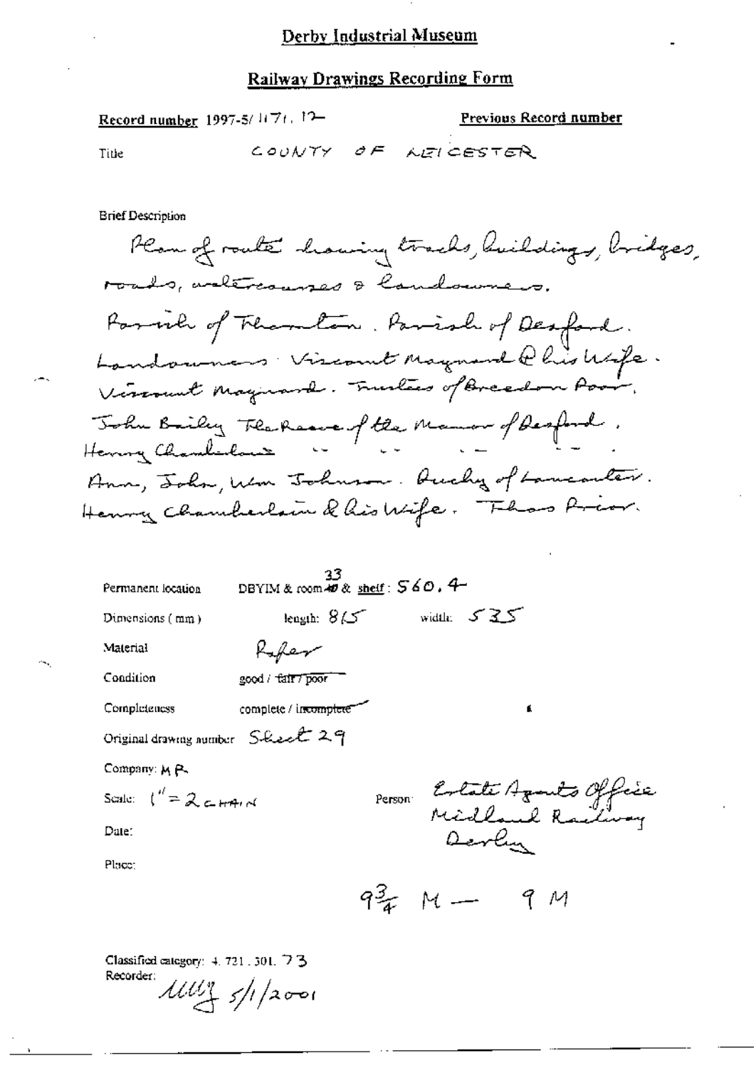# Derby Industrial Museum

## Railway Drawings Recording Form

**Record number** 1997-5/1171.12 **Previous Record number**

Title COUNTY OF LEICESTER

Brief Description

Plan of route showing tracks, buildings, bridges, roads, watercourses & landowners.

Parish of Thornton. Parish of Desford.

Landowners: Viscount Maynard & his Wife. Viscount Maynard. Trustees of Breedon Poor. John Bailey The Reeve of the Manor of Desford. Henry Chamberlain " " " " Ann, John, Wm Johnson. Duchy of Lancaster. Henry Chamberlain & his Wife. Thos Prior.

Permanent location DBYIM & room 33 & shelf: 560.4

Dimensions (mm) length: 815 width: 535

Material Paper

Condition good / ~~fair / poor~~

Completeness complete / ~~incomplete~~

Original drawing number Sheet 29

Company: M R

Scale: 1" = 2 CHAIN

Person: Estate Agents Office Midland Railway Derby

Date:

Place:

9¾ M — 9 M

Classified category: 4.721.301.73

Recorder: MM 5/1/2001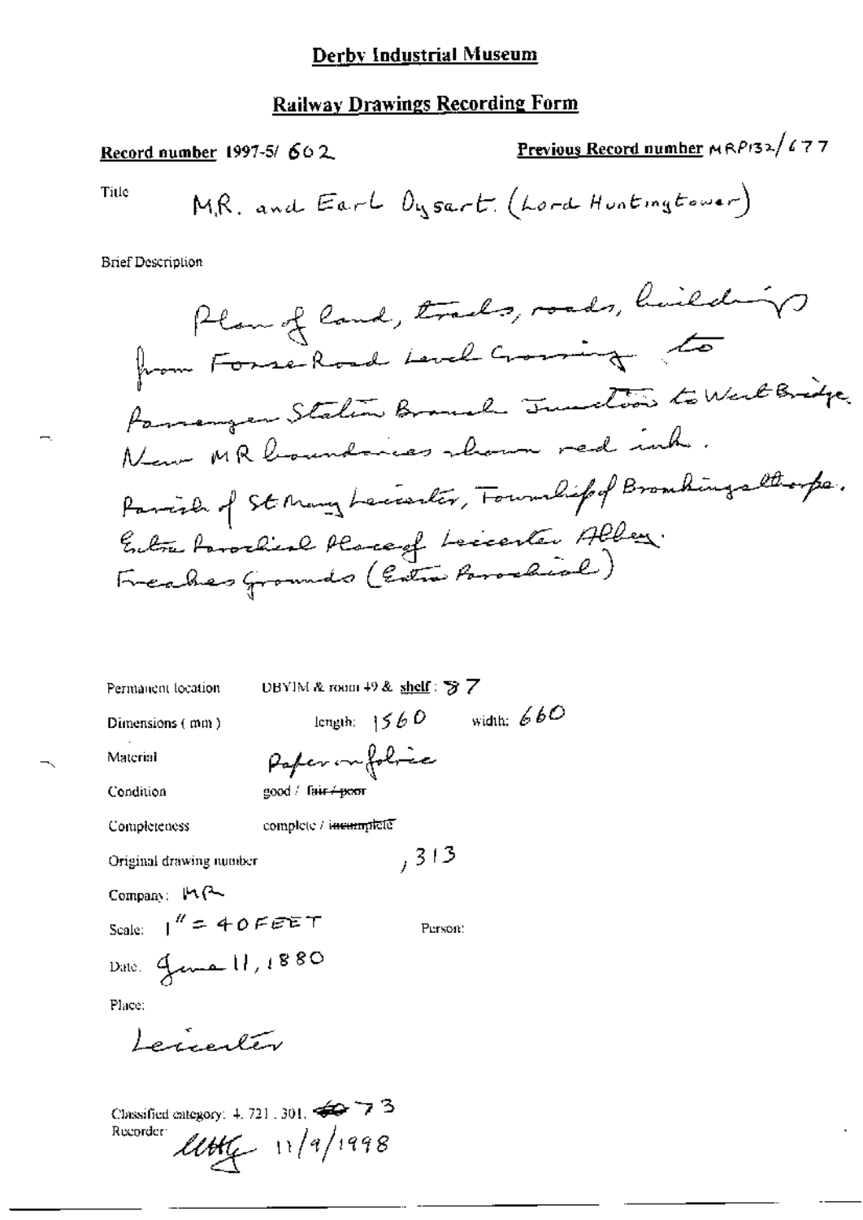# Derby Industrial Museum

## Railway Drawings Recording Form

**Record number** 1997-5/ 602

**Previous Record number** MRP132/677

Title: M.R. and Earl Dysart. (Lord Huntingtower)

Brief Description

Plan of land, tracks, roads, buildings from Fosse Road Level Crossing to Passenger Station Branch Junction to West Bridge. New MR boundaries shown red ink. Parish of St Mary Leicester, Township of Bromkingsthorpe. Extra Parochial Place of Leicester Abbey. Freakes Grounds (Extra Parochial)

Permanent location: DBYIM & room 49 & **shelf**: 87

Dimensions (mm): length: 1560 width: 660

Material: Paper on fabric

Condition: good / ~~fair / poor~~

Completeness: complete / ~~incomplete~~

Original drawing number: , 313

Company: MR

Scale: 1" = 40 FEET

Person:

Date: June 11, 1880

Place:

Leicester

Classified category: 4. 721. 301. ~~60~~ 73

Recorder: [signature] 11/9/1998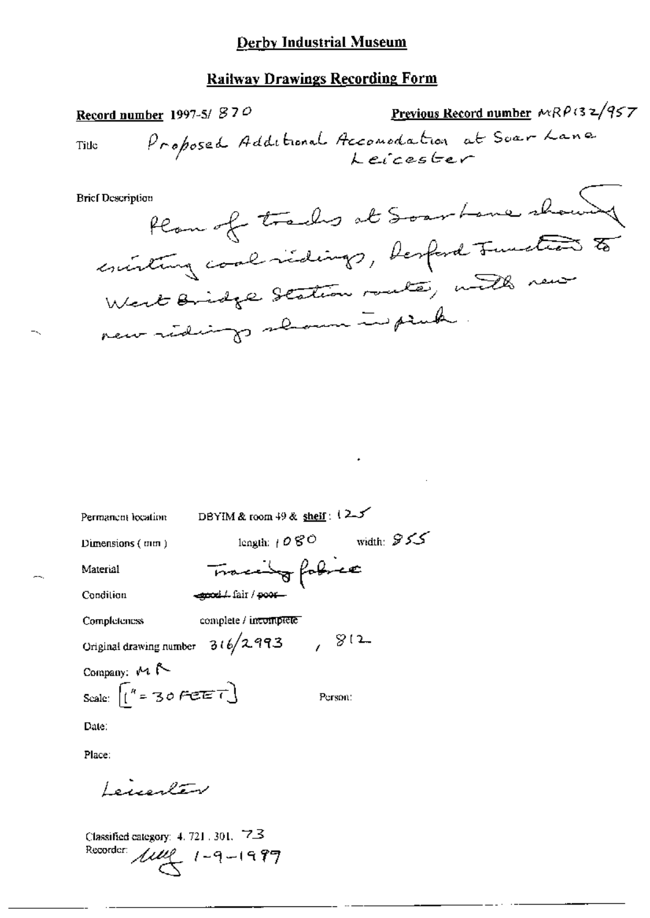# Derby Industrial Museum

## Railway Drawings Recording Form

**Record number** 1997-5/ 870

**Previous Record number** MRP132/957

Title: Proposed Additional Accomodation at Soar Lane Leicester

Brief Description:

Plan of tracks at Soar Lane showing existing coal sidings, Desford Junction to West Bridge Station route, with new new sidings shown in pink.

Permanent location: DBYIM & room 49 & **shelf**: 125

Dimensions (mm): length: 1080 width: 855

Material: Tracing fabric

Condition: ~~good~~ / fair / ~~poor~~

Completeness: complete / ~~incomplete~~

Original drawing number: 316/2993, 812

Company: MR

Scale: [1" = 30 FEET]

Person:

Date:

Place:

Leicester

Classified category: 4. 721. 301. 73

Recorder: [signature] 1-9-1997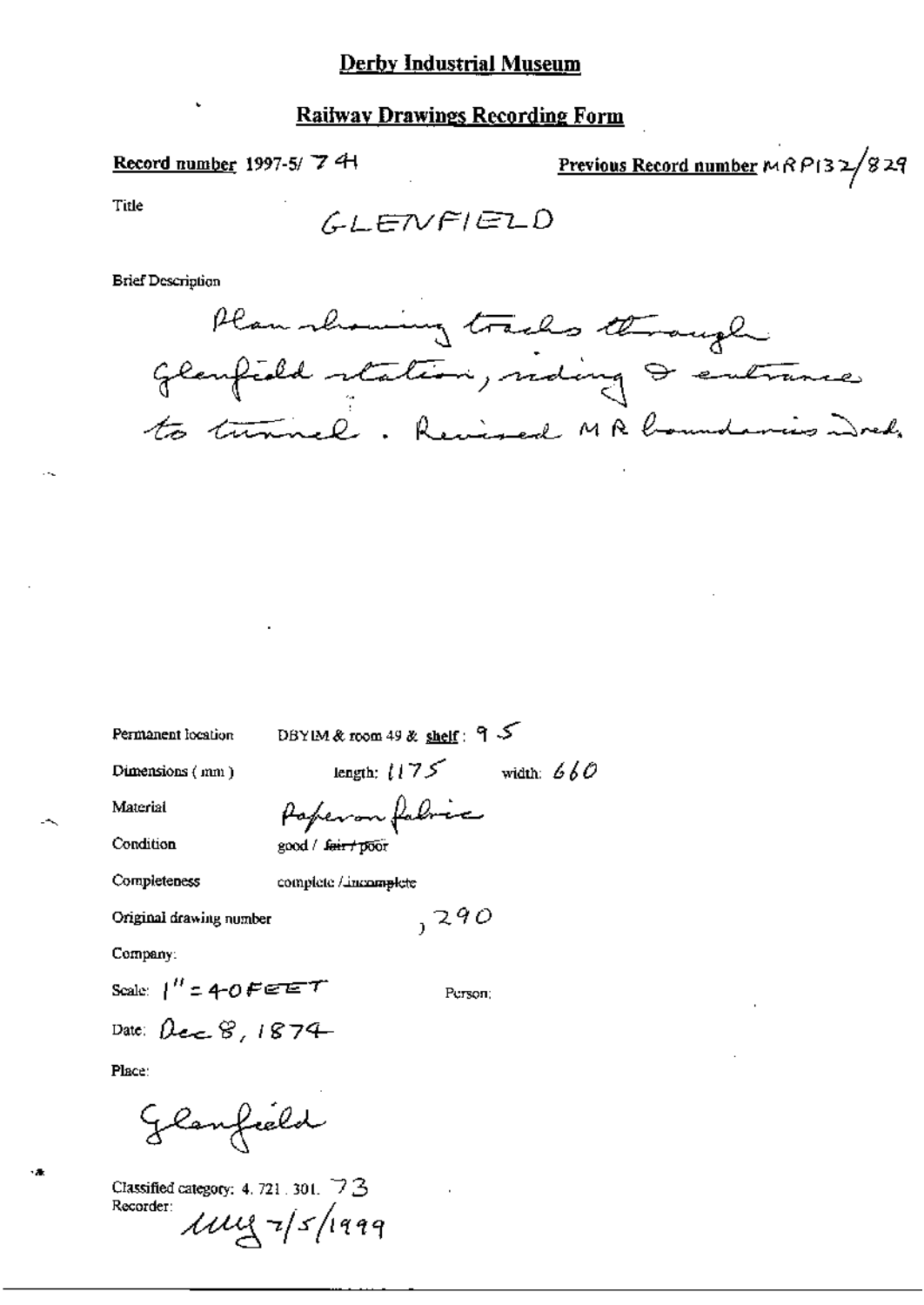# Derby Industrial Museum

## Railway Drawings Recording Form

**Record number** 1997-5/ 74

**Previous Record number** MRP132/829

Title

GLENFIELD

Brief Description

Plan showing tracks through Glenfield station, siding & entrance to tunnel. Revised MR boundaries incl.

Permanent location: DBYIM & room 49 & **shelf**: 95

Dimensions (mm): length: 1175 width: 660

Material: Paper on fabric

Condition: good / ~~fair / poor~~

Completeness: complete / ~~incomplete~~

Original drawing number: , 290

Company:

Scale: 1" = 40 FEET

Person:

Date: Dec 8, 1874

Place:

Glenfield

Classified category: 4. 721. 301. 73

Recorder: MW 7/5/1999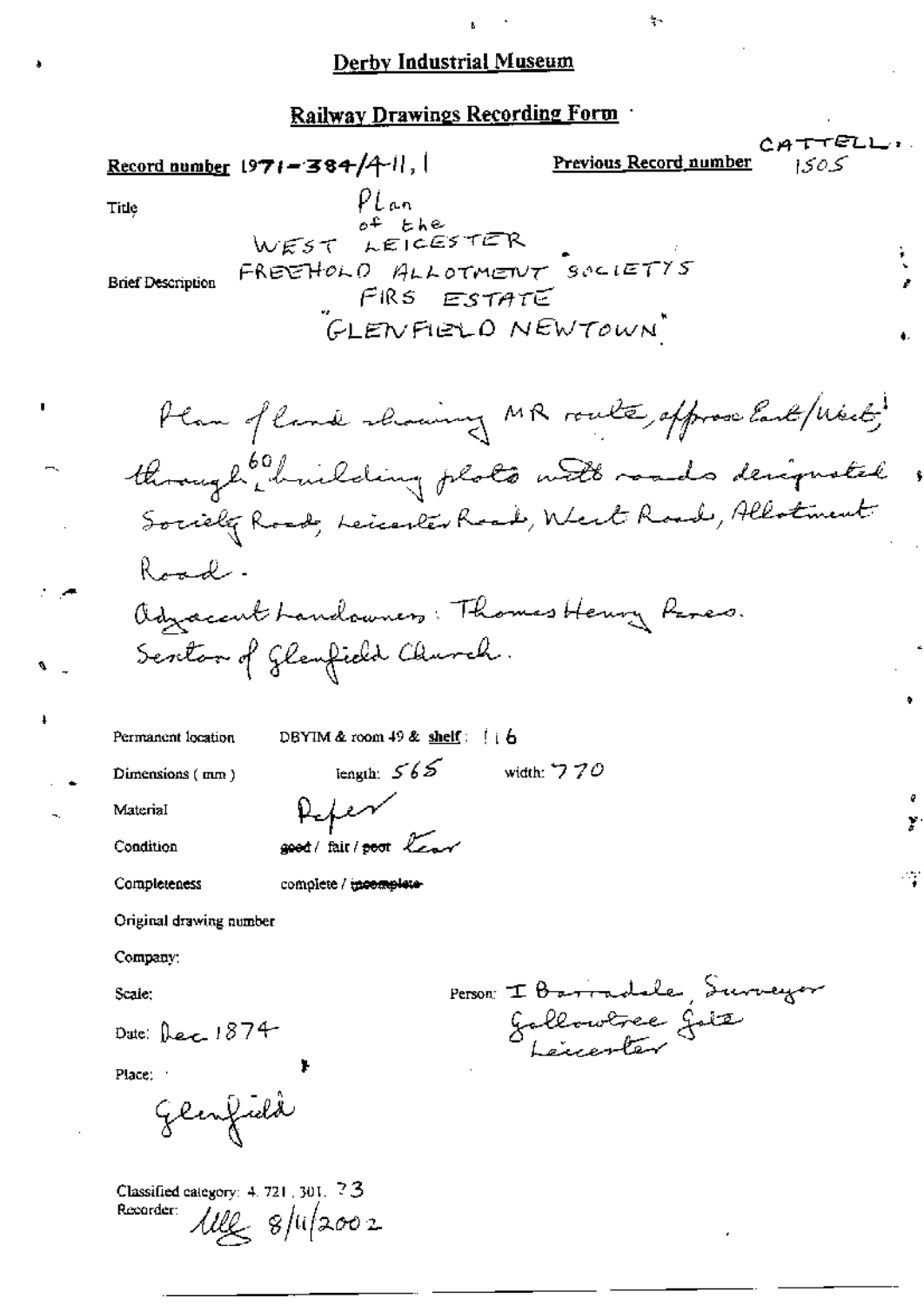# Derby Industrial Museum

## Railway Drawings Recording Form

**Record number** 1971-384/4-11, 1

**Previous Record number** CATTELL 1505

Title: Plan of the WEST LEICESTER FREEHOLD ALLOTMENT SOCIETY'S FIRS ESTATE "GLENFIELD NEWTOWN"

Brief Description:

Plan of land showing MR route, approx East/West, through 60 building plots with roads designated Society Road, Leicester Road, West Road, Allotment Road.

Adjacent Landowners: Thomas Henry Pares. Sexton of Glenfield Church.

Permanent location: DBYIM & room 49 & shelf: 116

Dimensions (mm): length: 565 width: 770

Material: Paper

Condition: ~~good~~ / fair / ~~poor~~ Tear

Completeness: complete / ~~incomplete~~

Original drawing number

Company:

Scale:

Person: I Barradale, Surveyor Gallowtree Gate Leicester

Date: Dec 1874

Place: Glenfield

Classified category: 4.721.301.73

Recorder: [initials] 8/11/2002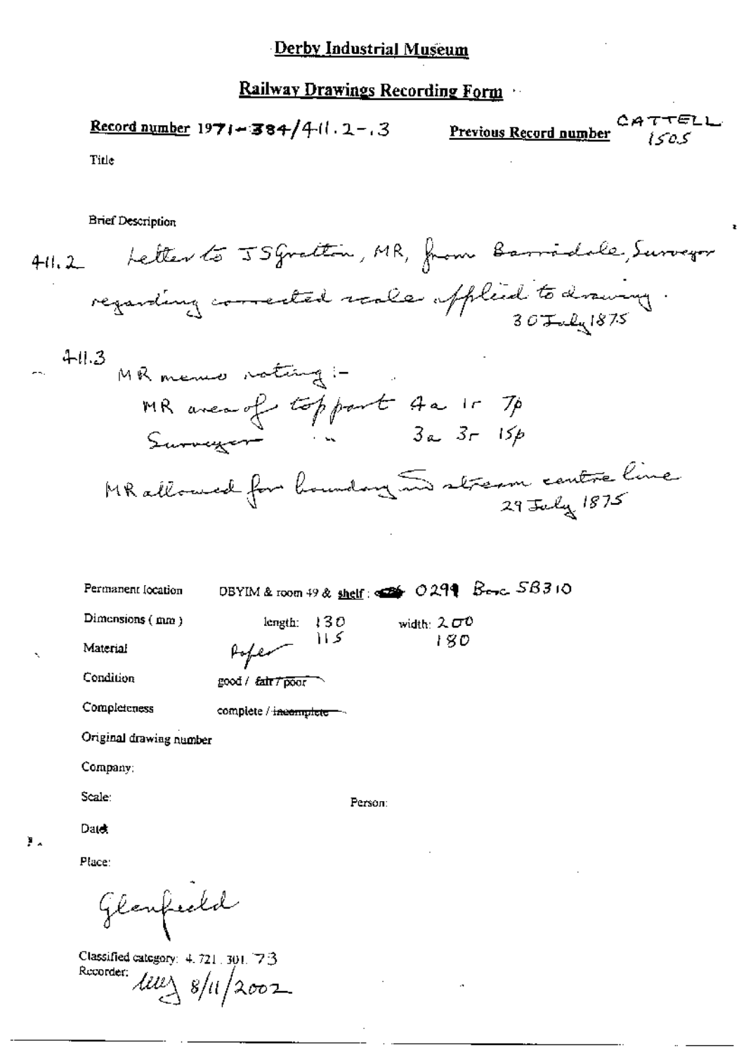# Derby Industrial Museum

## Railway Drawings Recording Form

**Record number** 1971-384/411.2-.3 **Previous Record number** CATTELL 1505

Title

Brief Description

411.2 Letter to J S Gratton, MR, from Barrisdale, Surveyor regarding corrected scale applied to drawing.
30 July 1875

411.3 MR memo noting:-
MR area of top part 4a 1r 7p
Surveyor " 3a 3r 15p
MR allowed for boundary in stream centre line
29 July 1875

Permanent location: DBYIM & room 49 & shelf: 0299 Box 5B310

Dimensions (mm): length: 130 / 115 width: 200 / 180

Material: Paper

Condition: good / ~~fair / poor~~

Completeness: complete / ~~incomplete~~

Original drawing number

Company:

Scale: Person:

Date:

Place:

Glenfield

Classified category: 4.721.301.73

Recorder: 8/11/2002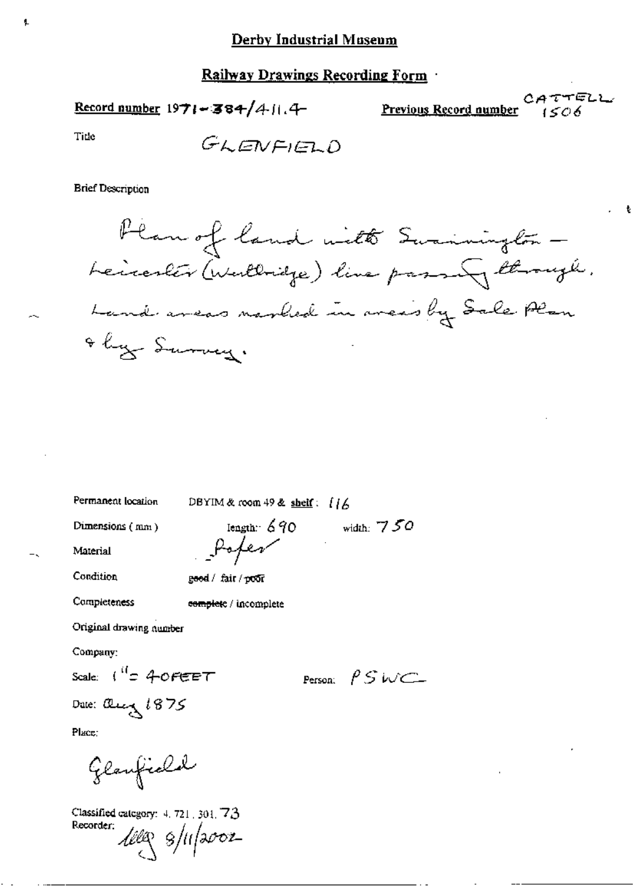# Derby Industrial Museum

## Railway Drawings Recording Form

**Record number** 1971-384/411.4

**Previous Record number** CATTELL 1506

Title GLENFIELD

Brief Description

Plan of land with Swannington - Leicester (Westbridge) line passing through. Land areas marked in areas by Sale Plan & by Survey.

Permanent location DBYIM & room 49 & shelf: 116

Dimensions (mm) length: 690 width: 750

Material Paper

Condition ~~good~~ / fair / ~~poor~~

Completeness ~~complete~~ / incomplete

Original drawing number

Company:

Scale: 1" = 40FEET

Person: PSWC

Date: Aug 1875

Place:

Glenfield

Classified category: 4. 721. 301. 73

Recorder: lllg 8/11/2002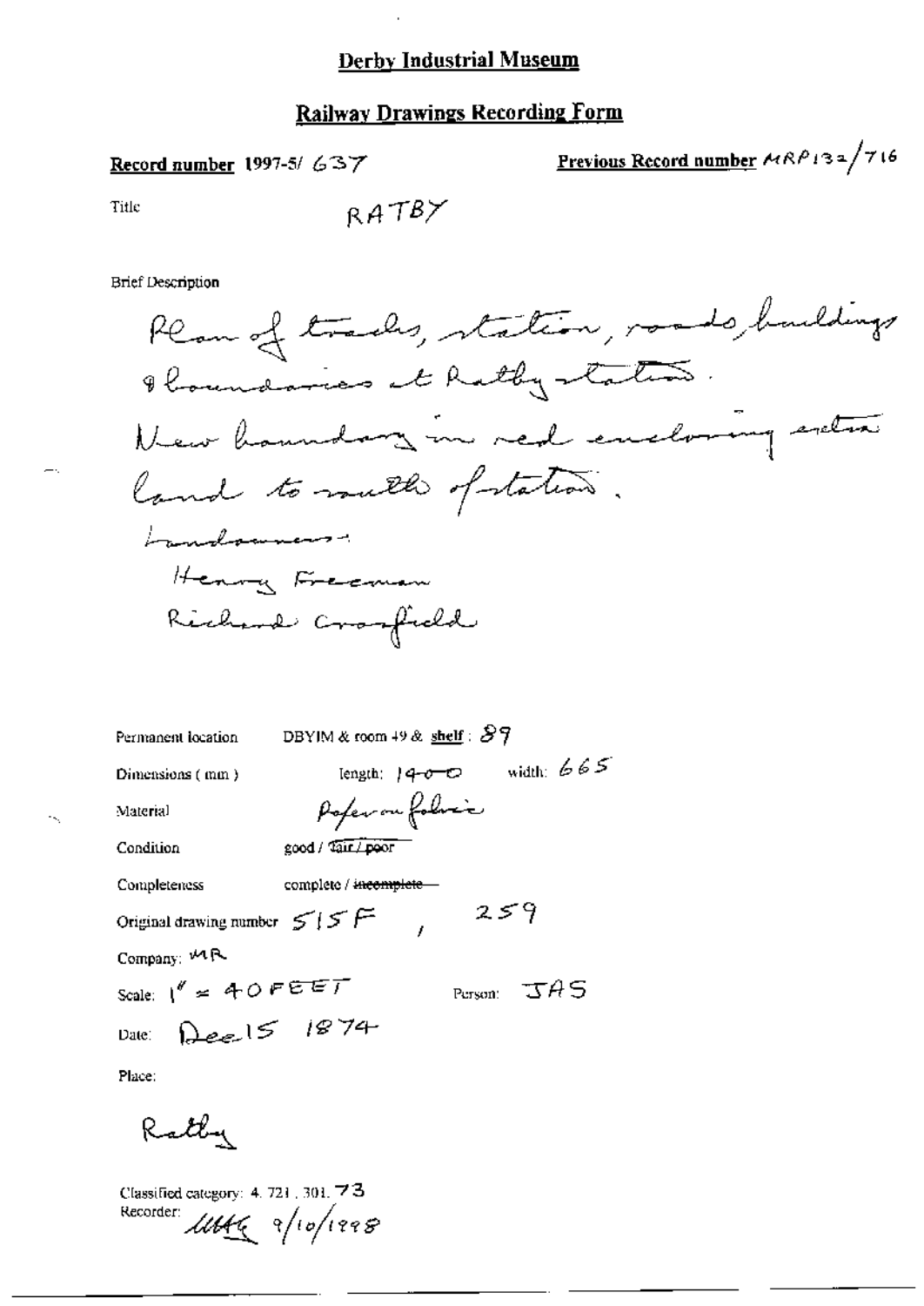# Derby Industrial Museum

## Railway Drawings Recording Form

**Record number** 1997-5/ 637

**Previous Record number** MRP132/716

Title RATBY

Brief Description

Plan of tracks, station, roads, buildings & boundaries at Ratby station.
New boundary in red enclosing extra land to south of station.
Landowners:
Henry Freeman
Richard Crossfield

Permanent location DBYIM & room 49 & **shelf**: 89

Dimensions (mm) length: 1400 width: 665

Material Paper on fabric

Condition good / ~~fair / poor~~

Completeness complete / ~~incomplete~~

Original drawing number 515F , 259

Company: MR

Scale: 1" = 40 FEET Person: JAS

Date: Dec 15 1874

Place:

Ratby

Classified category: 4. 721. 301. 73
Recorder: MAG 9/10/1998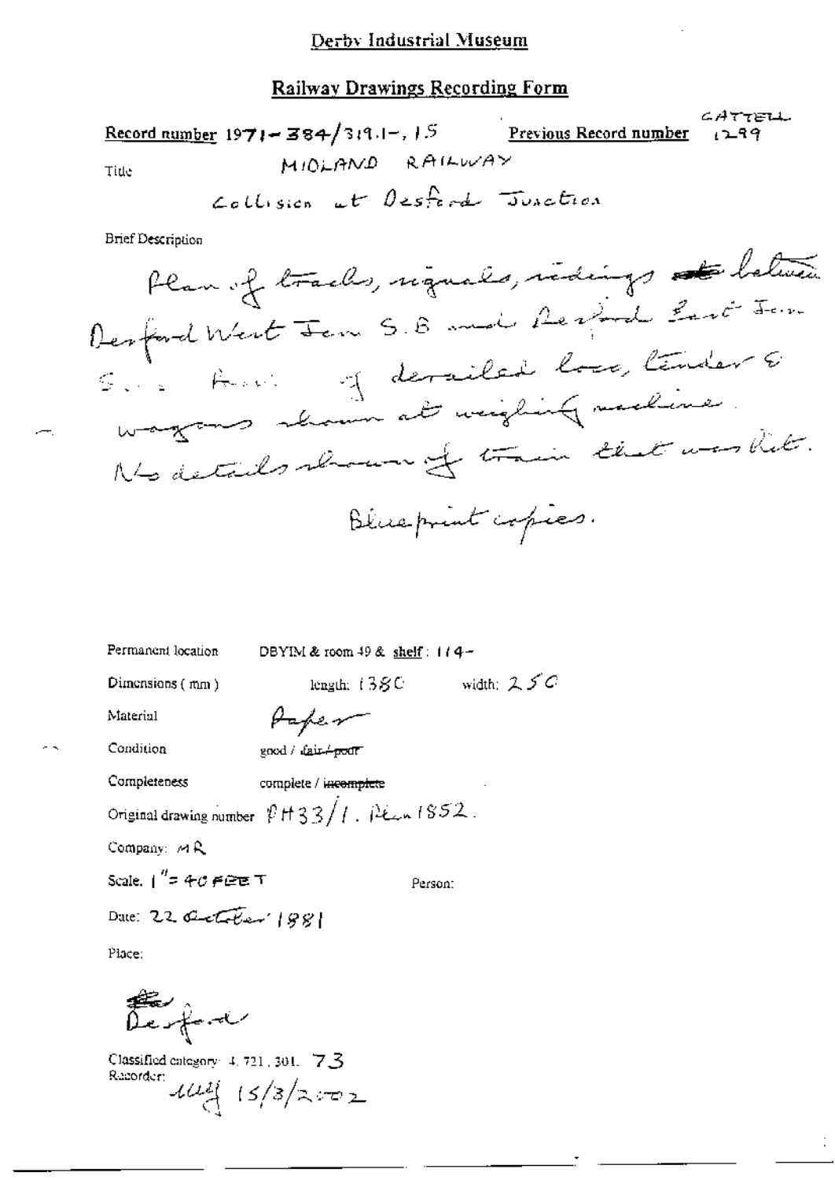Derby Industrial Museum

## Railway Drawings Recording Form

**Record number** 1971-384/319.1-, 15 **Previous Record number** CATTELL 1299

**Title** MIDLAND RAILWAY

Collision at Desford Junction

**Brief Description**

Plan of tracks, signals, sidings ~~etc~~ between Desford West Jcn S.B and Desford East Jcn S.B. Part of derailed loco, tender & wagons shown at weighing machine. No details shown of train that was hit.

Blueprint copies.

Permanent location DBYIM & room 49 & shelf: 114-

Dimensions (mm) length: 1380 width: 250

Material Paper

Condition good / ~~fair / poor~~

Completeness complete / ~~incomplete~~

Original drawing number PH33/1. Plan 1852.

Company: MR

Scale. 1" = 40 FEET Person:

Date: 22 October 1881

Place:

~~De~~ Desford

Classified category: 4.721.301. 73

Recorder: 15/3/2002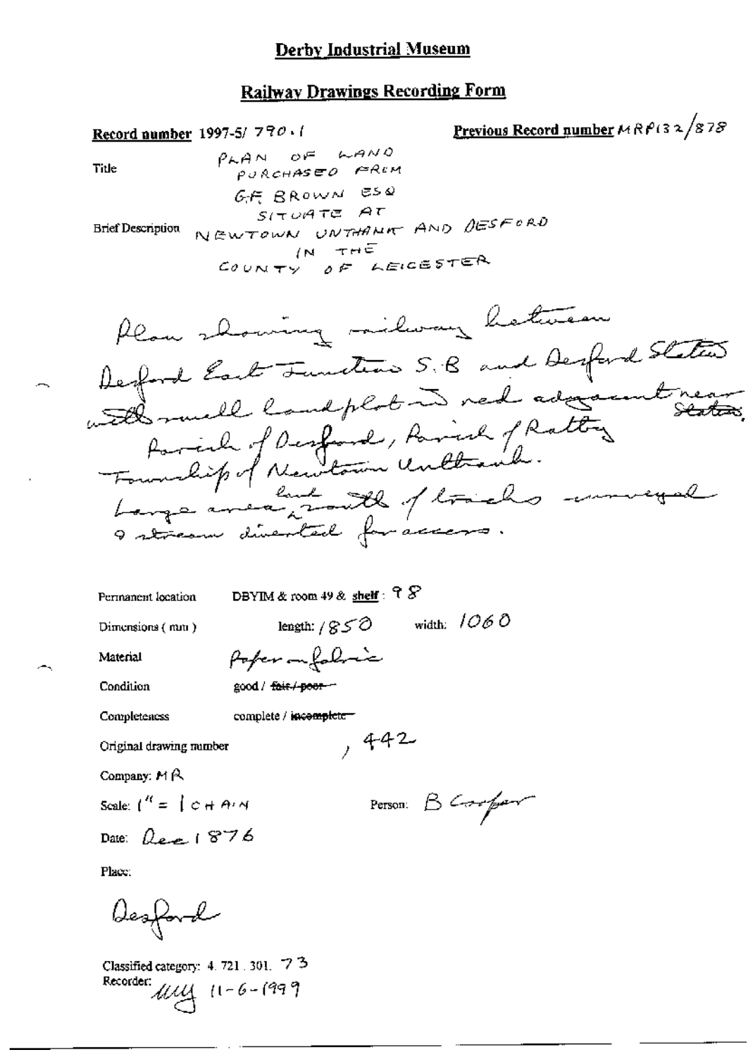# Derby Industrial Museum

## Railway Drawings Recording Form

**Record number** 1997-5/ 790.1

**Previous Record number** MRP132/878

Title: PLAN OF LAND PURCHASED FROM G.F. BROWN ESQ SITUATE AT NEWTOWN UNTHANK AND DESFORD IN THE COUNTY OF LEICESTER

Brief Description: Plan showing railway between Desford East Junction S.B and Desford Station with small land plot in red adjacent near station, Parish of Desford, Parish of Ratby Township of Newtown Unthank. Large area of land south of tracks conveyed & stream diverted for access.

Permanent location: DBYIM & room 49 & **shelf**: 98

Dimensions (mm): length: 1850 width: 1060

Material: Paper on fabric

Condition: good / ~~fair / poor~~

Completeness: complete / ~~incomplete~~

Original drawing number: , 442

Company: MR

Scale: 1" = 1 CHAIN

Person: B Cooper

Date: Dec 1876

Place:

Desford

Classified category: 4. 721. 301. 73

Recorder: MMJ 11-6-1999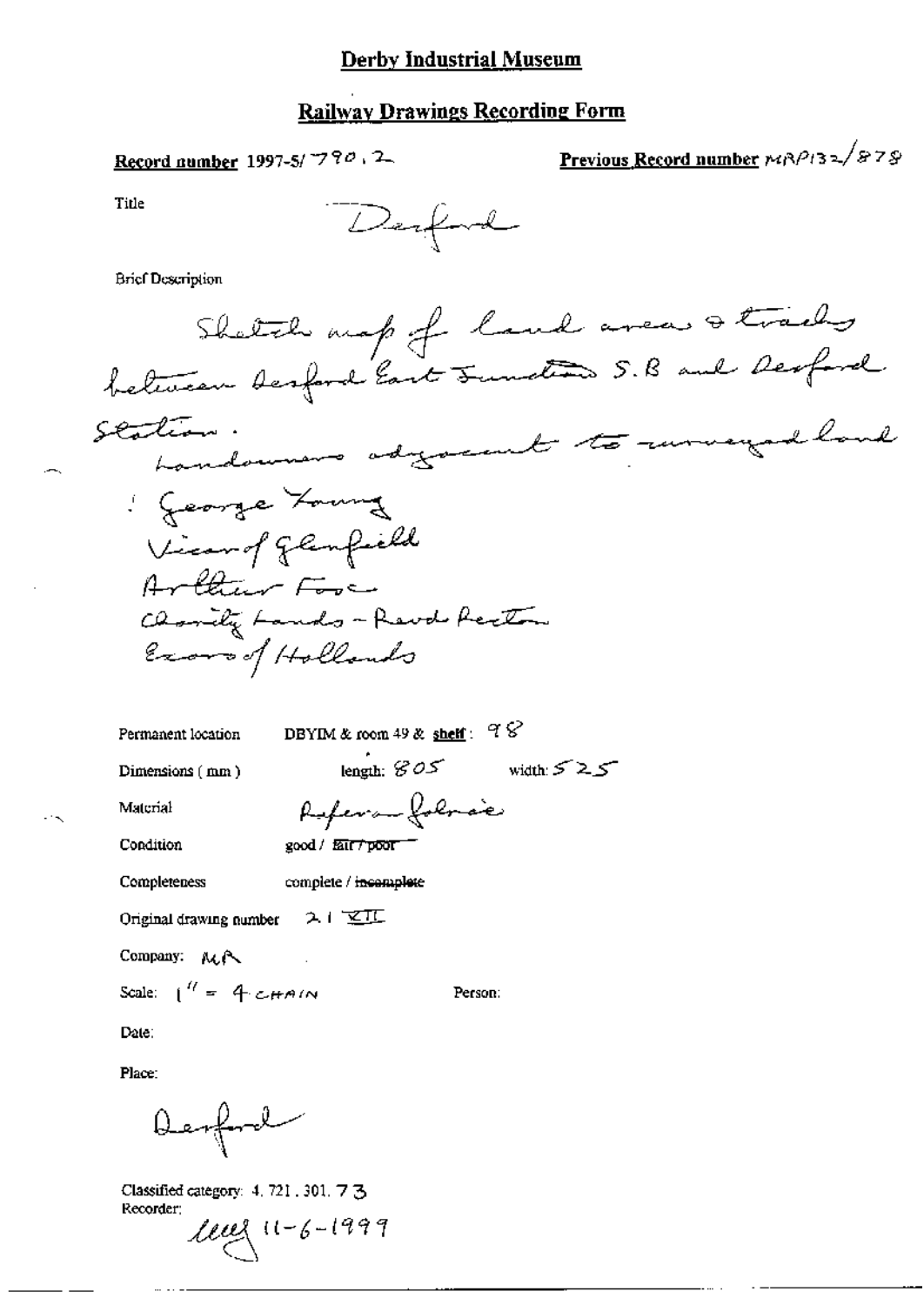# Derby Industrial Museum

## Railway Drawings Recording Form

**Record number** 1997-5/ 790 . 2

**Previous Record number** MRP132/878

Title

Desford

Brief Description

Sketch map of land areas & tracks between Desford East Junction S.B and Desford Station.
Landowners adjacent to surveyed land
: George Young
Vicar of Glenfield
Arthur Fox
Charity Lands - Revd Rector
Exors of Hollands

Permanent location DBYIM & room 49 & shelf: 98

Dimensions (mm) length: 805 width: 525

Material Reference folios

Condition good / ~~fair / poor~~

Completeness complete / ~~incomplete~~

Original drawing number 21 XII

Company: MR

Scale: 1" = 4 CHAIN

Person:

Date:

Place:

Desford

Classified category: 4. 721. 301. 73

Recorder: 11-6-1999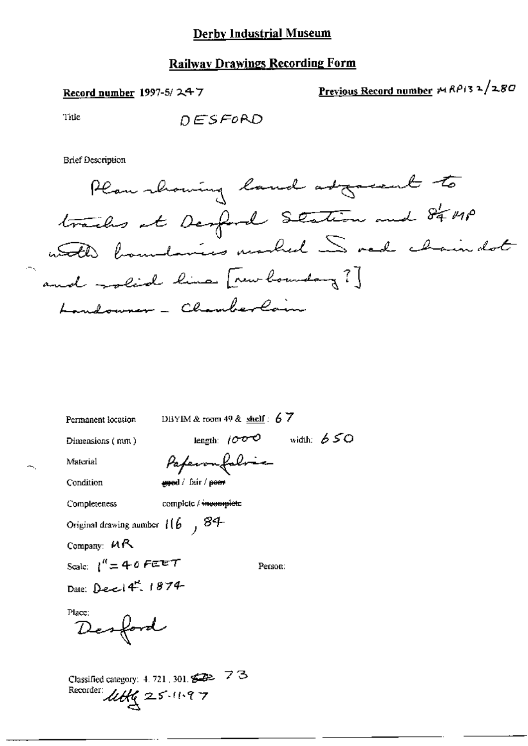# Derby Industrial Museum

## Railway Drawings Recording Form

**Record number** 1997-5/247

**Previous Record number** MRP132/280

Title DESFORD

Brief Description

Plan showing land adjacent to tracks at Desford Station and 8¼ MP with boundaries marked in red chain dot and solid line [new boundary?] Landowner - Chamberlain

Permanent location DBYIM & room 49 & shelf : 67

Dimensions (mm) length: 1000 width: 650

Material Paper on fabric

Condition ~~good~~ / fair / ~~poor~~

Completeness complete / ~~incomplete~~

Original drawing number 116, 84

Company: MR

Scale: 1" = 40 FEET Person:

Date: Dec 14th 1874

Place: Desford

Classified category: 4.721.301. ~~600~~ 73

Recorder: lltG 25.11.97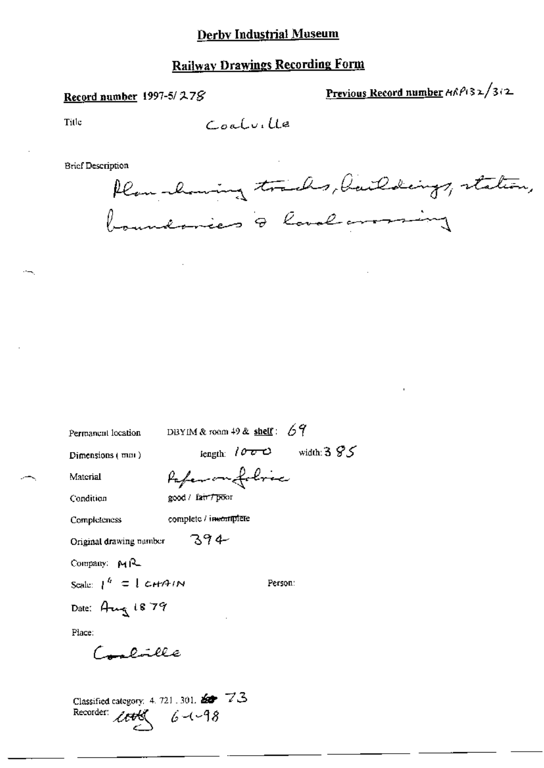# Derby Industrial Museum

## Railway Drawings Recording Form

**Record number** 1997-5/278

**Previous Record number** MRP132/312

Title: Coalville

Brief Description

Plan showing tracks, buildings, station, boundaries & level crossing

Permanent location: DBYIM & room 49 & **shelf**: 69

Dimensions (mm): length: 1000 width: 385

Material: Paper on fabric

Condition: good / ~~fair / poor~~

Completeness: complete / ~~incomplete~~

Original drawing number: 394

Company: MR

Scale: 1" = 1 CHAIN

Person:

Date: Aug 1879

Place:

Coalville

Classified category: 4. 721. 301. ~~60~~ 73

Recorder: [signature] 6-1-98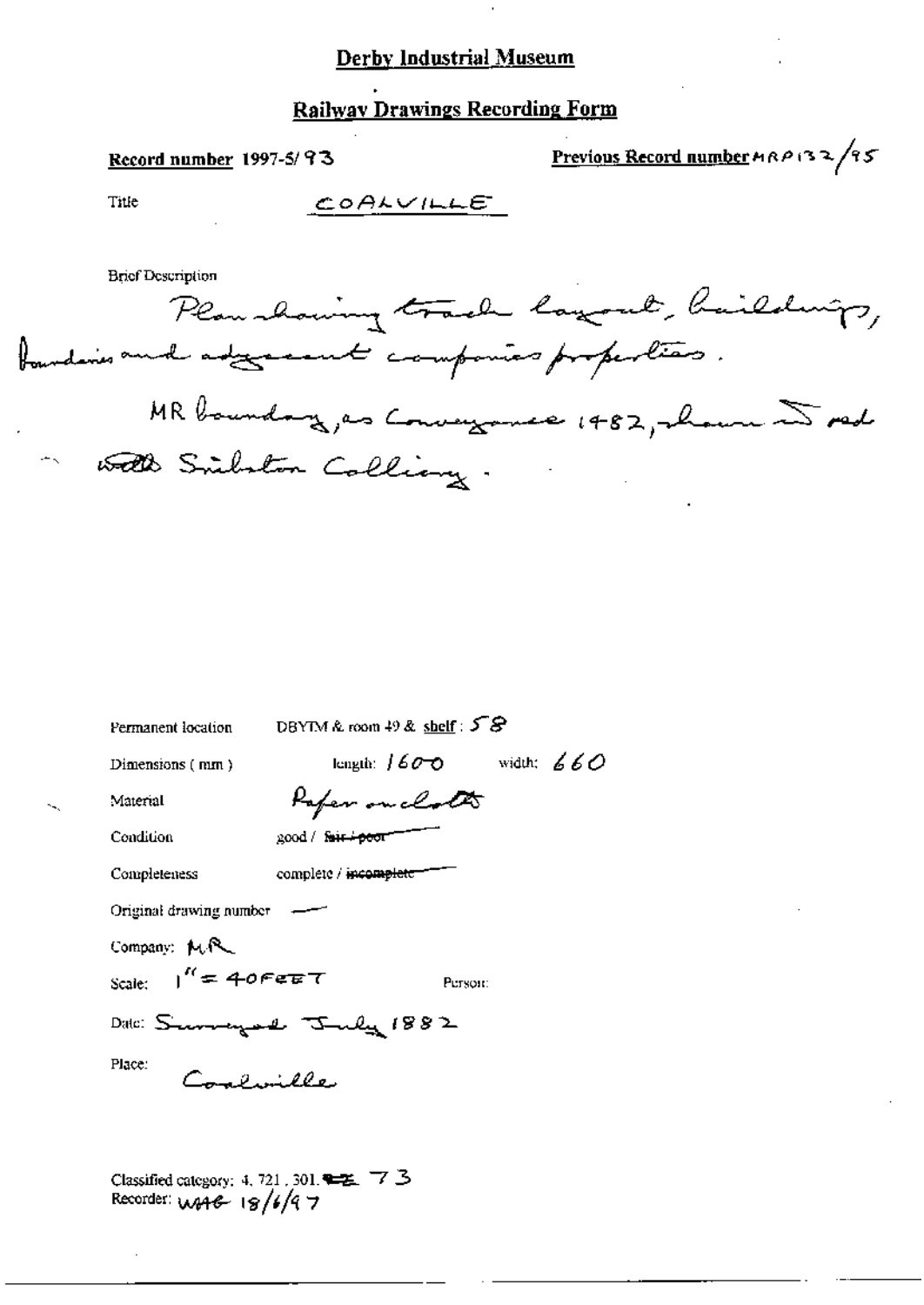# Derby Industrial Museum

## Railway Drawings Recording Form

**Record number** 1997-5/93

**Previous Record number** MRP132/95

Title COALVILLE

Brief Description

Plan showing track layout, buildings, boundaries and adjacent companies properties.

MR boundary, as Conveyance 1482, shown in red with Snibston Colliery.

Permanent location DBYIM & room 49 & shelf: 58

Dimensions (mm) length: 1600 width: 660

Material Paper on cloth

Condition good / ~~fair / poor~~

Completeness complete / ~~incomplete~~

Original drawing number —

Company: MR

Scale: 1" = 40FEET Person:

Date: Surveyed July 1882

Place: Coalville

Classified category: 4. 721. 301. ~~~~ 73

Recorder: WAG 18/6/97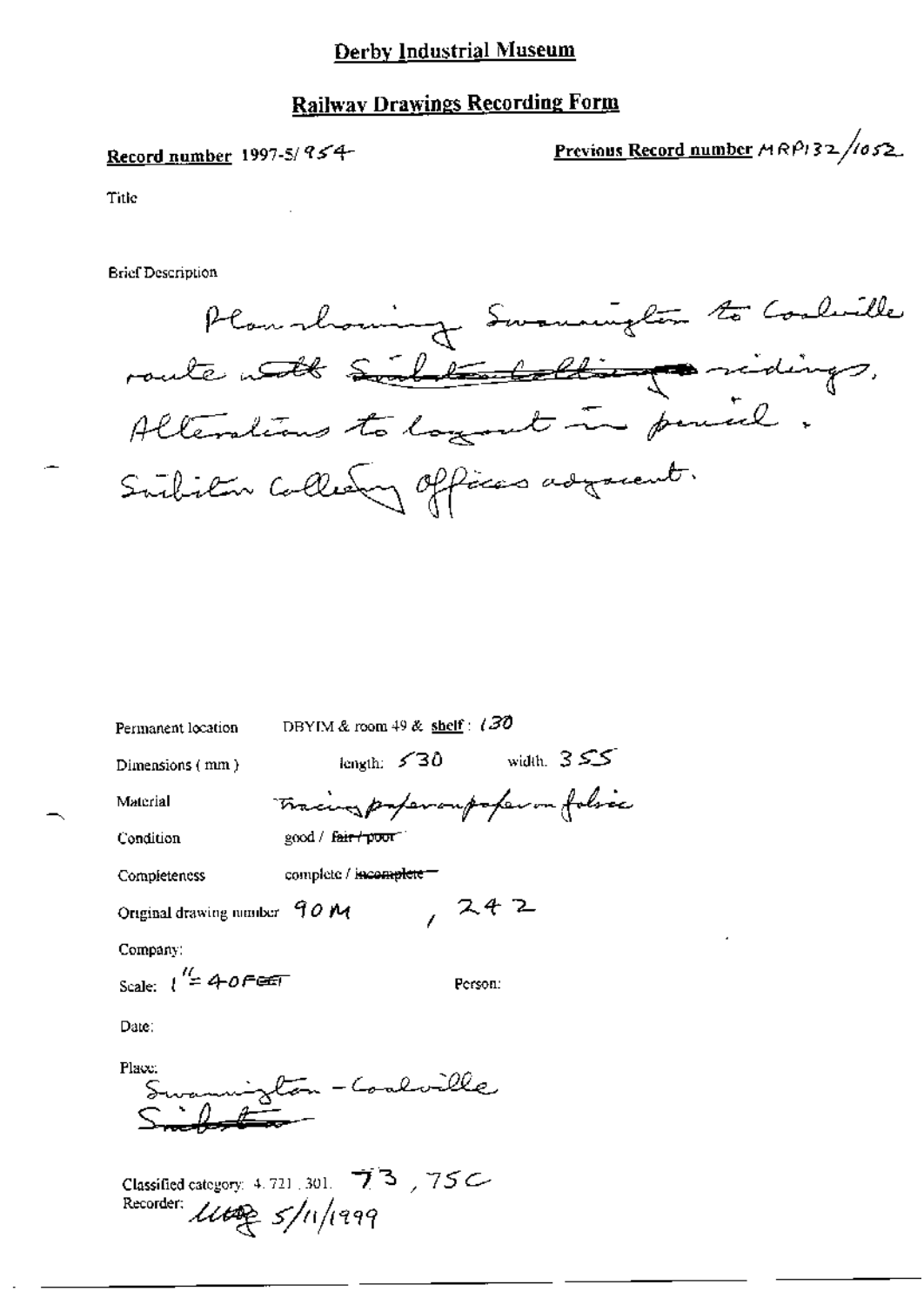# Derby Industrial Museum

## Railway Drawings Recording Form

**Record number** 1997-5/954

**Previous Record number** MRP132/1052

Title

Brief Description

Plan showing Swannington to Coalville route with ~~Snibston colliery~~ sidings. Alterations to layout in pencil. Snibston Colliery Offices adjacent.

Permanent location: DBYIM & room 49 & **shelf**: 130

Dimensions (mm): length: 530 width: 355

Material: Tracing paper on paper on fabric

Condition: good / ~~fair / poor~~

Completeness: complete / ~~incomplete~~

Original drawing number: 90M, 242

Company:

Scale: 1" = 40 FEET

Person:

Date:

Place: Swannington - Coalville ~~Snibston~~

Classified category: 4.721.301. 73, 75C

Recorder: ~~~~ 5/11/1999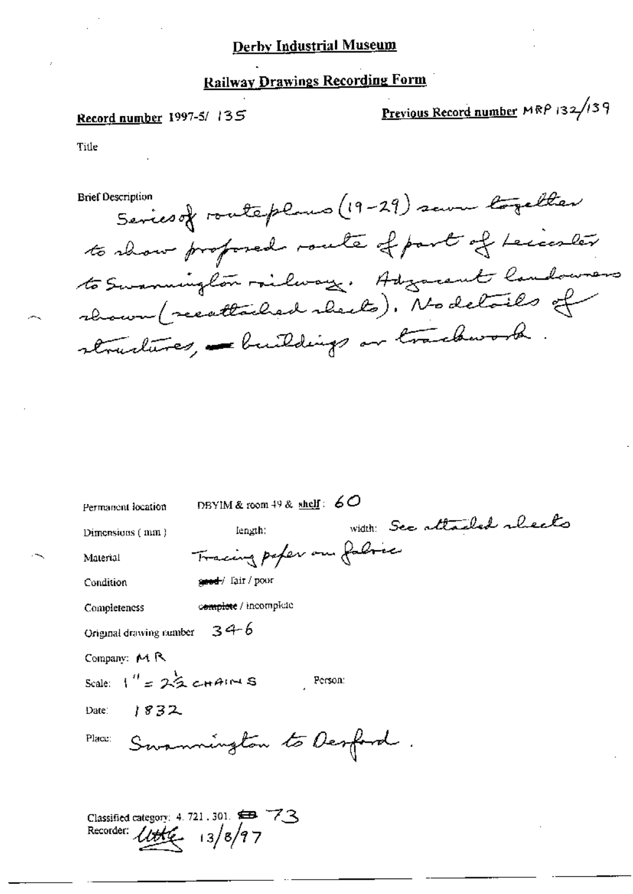# Derby Industrial Museum

## Railway Drawings Recording Form

**Record number** 1997-5/ 135

**Previous Record number** MRP 132/139

Title

Brief Description
Series of routeplans (19-29) sewn together to show proposed route of part of Leicester to Swannington railway. Adjacent landowners shown (reattached sheets). No details of structures, ~~—~~ buildings or trackwork.

Permanent location DBYIM & room 49 & shelf: 60

Dimensions (mm) length: width: See attached sheets

Material Tracing paper on fabric

Condition ~~good~~ / fair / poor

Completeness ~~complete~~ / incomplete

Original drawing number 346

Company: MR

Scale: 1" = 2½ CHAINS Person:

Date: 1832

Place: Swannington to Desford.

Classified category: 4. 721. 301. ~~EB~~ 73

Recorder: Uttle 13/8/97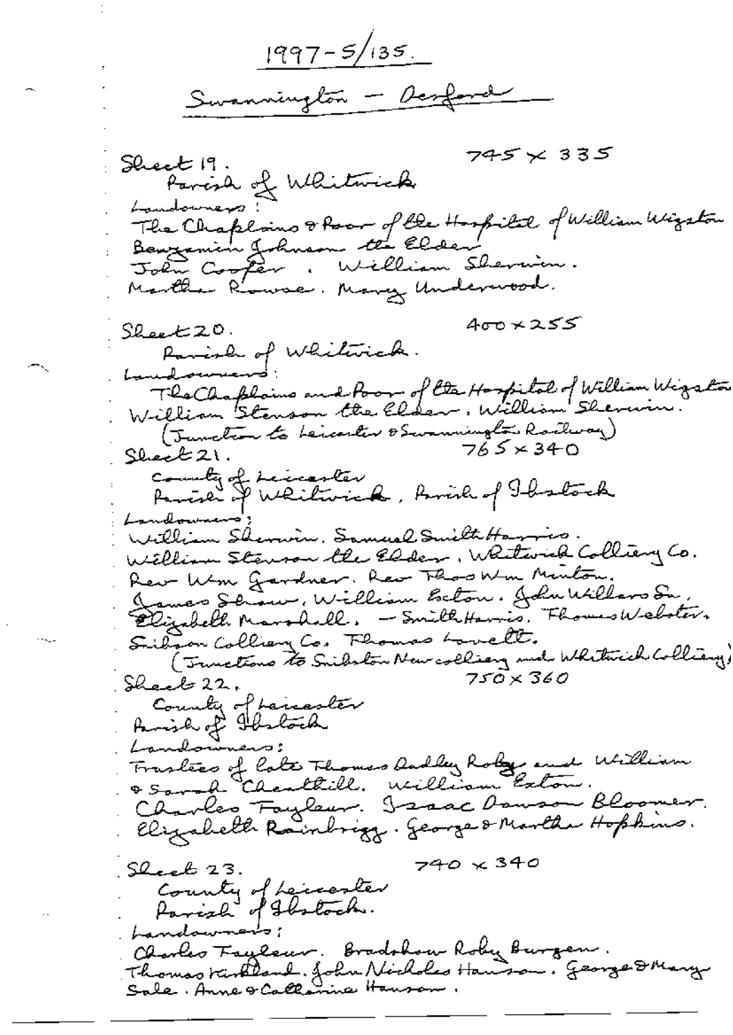1997-5/135.

Swannington – Desford

Sheet 19. 745 × 335

Parish of Whitwick

Landowners:

The Chaplains & Poor of the Hospital of William Wigston

Benjamin Johnson the Elder

John Cooper. William Sherwin.

Martha Rowse. Mary Underwood.

Sheet 20. 400 × 255

Parish of Whitwick.

Landowners:

The Chaplains and Poor of the Hospital of William Wigston

William Stenson the Elder. William Sherwin.

(Junction to Leicester & Swannington Railway)

Sheet 21. 765 × 340

County of Leicester

Parish of Whitwick, Parish of Ibstock

Landowners:

William Sherwin. Samuel Smith Harris.

William Stenson the Elder. Whitwick Colliery Co.

Rev Wm Gardner. Rev Thos Wm Minton.

James Shaw. William Eaton. John Willars Sn.

Elizabeth Marshall. – Smith Harris. Thomas Webster.

Snibston Colliery Co. Thomas Lovett.

(Junctions to Snibston New colliery and Whitwick Colliery)

Sheet 22. 750 × 360

County of Leicester

Parish of Ibstock

Landowners:

Trustees of late Thomas Dudley Roby and William & Sarah Chesthill. William Eaton.

Charles Fayleur. Isaac Dawson Bloomer.

Elizabeth Rainbrigg. George & Martha Hopkins.

Sheet 23. 740 × 340

County of Leicester

Parish of Ibstock.

Landowners:

Charles Fayleur. Bradshaw Roby Burgess.

Thomas Kirkland. John Nicholas Hanson. George & Mary Sale. Anne & Catherine Hanson.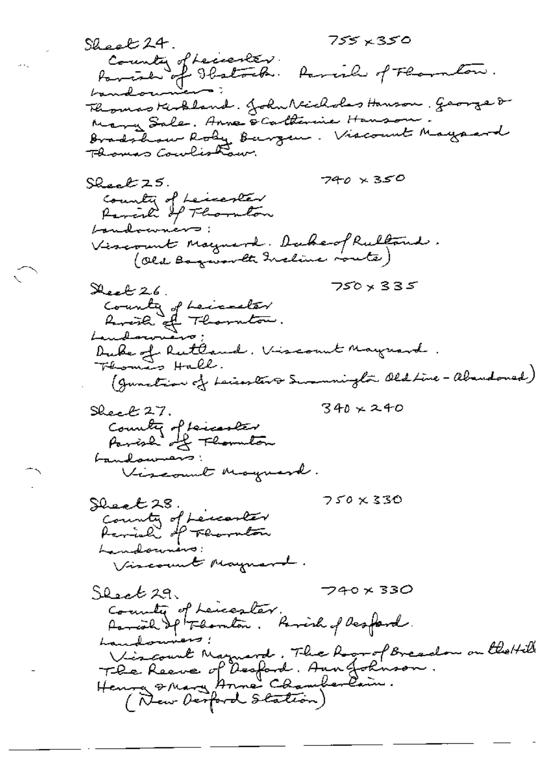Sheet 24. 755 x 350

County of Leicester.
Parish of Ibstock. Parish of Thornton.
Landowners:
Thomas Kirkland. John Nicholas Hanson. George & Mary Sale. Anna & Catherine Hanson. Bradshaw Roby Burgess. Viscount Maynard
Thomas Cowlishaw.

Sheet 25. 740 x 350

County of Leicester
Parish of Thornton
Landowners:
Viscount Maynard. Duke of Rutland.
(Old Bagworth Incline route)

Sheet 26. 750 x 335

County of Leicester
Parish of Thornton.
Landowners:
Duke of Rutland. Viscount Maynard.
Thomas Hall.
(Junction of Leicester & Swannington Old Line - abandoned)

Sheet 27. 340 x 240

County of Leicester
Parish of Thornton
Landowners:
Viscount Maynard.

Sheet 28. 750 x 330

County of Leicester
Parish of Thornton
Landowners:
Viscount Maynard.

Sheet 29. 740 x 330

County of Leicester.
Parish of Thornton. Parish of Desford.
Landowners:
Viscount Maynard. The Poor of Breedon on the Hill
The Reeve of Desford. Ann Johnson.
Henry & Mary Anne Chamberlain.
(New Desford Station)